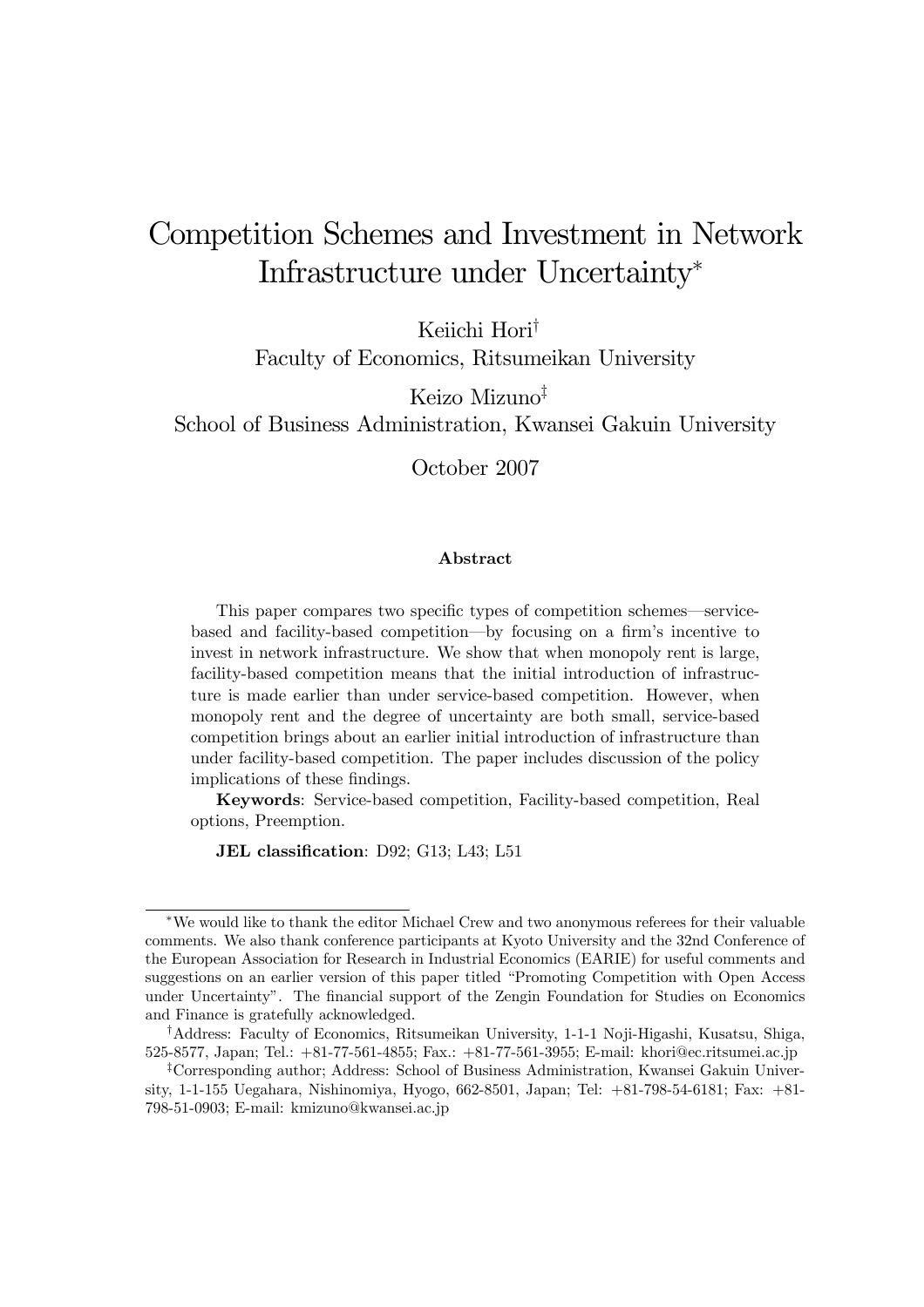# Competition Schemes and Investment in Network Infrastructure under Uncertainty*

Keiichi Hori†
Faculty of Economics, Ritsumeikan University

Keizo Mizuno‡
School of Business Administration, Kwansei Gakuin University

October 2007

### Abstract

This paper compares two specific types of competition schemes—service-based and facility-based competition—by focusing on a firm's incentive to invest in network infrastructure. We show that when monopoly rent is large, facility-based competition means that the initial introduction of infrastructure is made earlier than under service-based competition. However, when monopoly rent and the degree of uncertainty are both small, service-based competition brings about an earlier initial introduction of infrastructure than under facility-based competition. The paper includes discussion of the policy implications of these findings.

**Keywords**: Service-based competition, Facility-based competition, Real options, Preemption.

**JEL classification**: D92; G13; L43; L51

---

*We would like to thank the editor Michael Crew and two anonymous referees for their valuable comments. We also thank conference participants at Kyoto University and the 32nd Conference of the European Association for Research in Industrial Economics (EARIE) for useful comments and suggestions on an earlier version of this paper titled "Promoting Competition with Open Access under Uncertainty". The financial support of the Zengin Foundation for Studies on Economics and Finance is gratefully acknowledged.

†Address: Faculty of Economics, Ritsumeikan University, 1-1-1 Noji-Higashi, Kusatsu, Shiga, 525-8577, Japan; Tel.: +81-77-561-4855; Fax.: +81-77-561-3955; E-mail: khori@ec.ritsumei.ac.jp

‡Corresponding author; Address: School of Business Administration, Kwansei Gakuin University, 1-1-155 Uegahara, Nishinomiya, Hyogo, 662-8501, Japan; Tel: +81-798-54-6181; Fax: +81-798-51-0903; E-mail: kmizuno@kwansei.ac.jp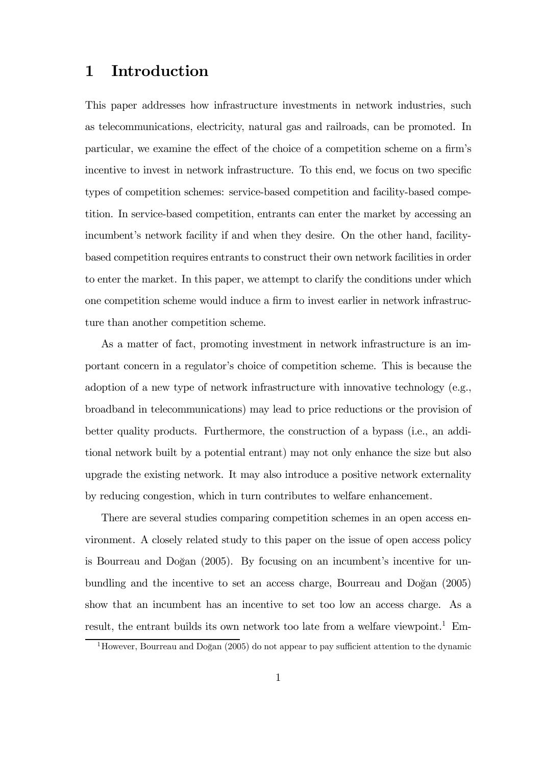# 1 Introduction

This paper addresses how infrastructure investments in network industries, such as telecommunications, electricity, natural gas and railroads, can be promoted. In particular, we examine the effect of the choice of a competition scheme on a firm's incentive to invest in network infrastructure. To this end, we focus on two specific types of competition schemes: service-based competition and facility-based competition. In service-based competition, entrants can enter the market by accessing an incumbent's network facility if and when they desire. On the other hand, facility-based competition requires entrants to construct their own network facilities in order to enter the market. In this paper, we attempt to clarify the conditions under which one competition scheme would induce a firm to invest earlier in network infrastructure than another competition scheme.

As a matter of fact, promoting investment in network infrastructure is an important concern in a regulator's choice of competition scheme. This is because the adoption of a new type of network infrastructure with innovative technology (e.g., broadband in telecommunications) may lead to price reductions or the provision of better quality products. Furthermore, the construction of a bypass (i.e., an additional network built by a potential entrant) may not only enhance the size but also upgrade the existing network. It may also introduce a positive network externality by reducing congestion, which in turn contributes to welfare enhancement.

There are several studies comparing competition schemes in an open access environment. A closely related study to this paper on the issue of open access policy is Bourreau and Doğan (2005). By focusing on an incumbent's incentive for unbundling and the incentive to set an access charge, Bourreau and Doğan (2005) show that an incumbent has an incentive to set too low an access charge. As a result, the entrant builds its own network too late from a welfare viewpoint.[1] Em-

[1] However, Bourreau and Doğan (2005) do not appear to pay sufficient attention to the dynamic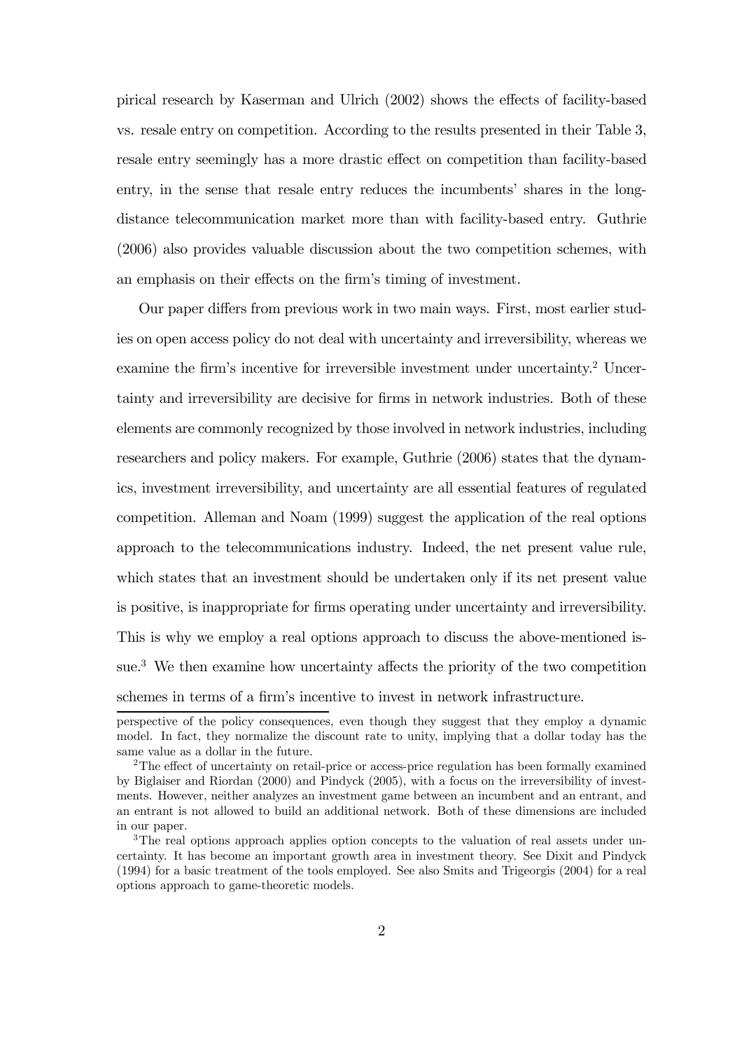pirical research by Kaserman and Ulrich (2002) shows the effects of facility-based vs. resale entry on competition. According to the results presented in their Table 3, resale entry seemingly has a more drastic effect on competition than facility-based entry, in the sense that resale entry reduces the incumbents' shares in the long-distance telecommunication market more than with facility-based entry. Guthrie (2006) also provides valuable discussion about the two competition schemes, with an emphasis on their effects on the firm's timing of investment.

Our paper differs from previous work in two main ways. First, most earlier studies on open access policy do not deal with uncertainty and irreversibility, whereas we examine the firm's incentive for irreversible investment under uncertainty.[2] Uncertainty and irreversibility are decisive for firms in network industries. Both of these elements are commonly recognized by those involved in network industries, including researchers and policy makers. For example, Guthrie (2006) states that the dynamics, investment irreversibility, and uncertainty are all essential features of regulated competition. Alleman and Noam (1999) suggest the application of the real options approach to the telecommunications industry. Indeed, the net present value rule, which states that an investment should be undertaken only if its net present value is positive, is inappropriate for firms operating under uncertainty and irreversibility. This is why we employ a real options approach to discuss the above-mentioned issue.[3] We then examine how uncertainty affects the priority of the two competition schemes in terms of a firm's incentive to invest in network infrastructure.

---

perspective of the policy consequences, even though they suggest that they employ a dynamic model. In fact, they normalize the discount rate to unity, implying that a dollar today has the same value as a dollar in the future.

[2] The effect of uncertainty on retail-price or access-price regulation has been formally examined by Biglaiser and Riordan (2000) and Pindyck (2005), with a focus on the irreversibility of investments. However, neither analyzes an investment game between an incumbent and an entrant, and an entrant is not allowed to build an additional network. Both of these dimensions are included in our paper.

[3] The real options approach applies option concepts to the valuation of real assets under uncertainty. It has become an important growth area in investment theory. See Dixit and Pindyck (1994) for a basic treatment of the tools employed. See also Smits and Trigeorgis (2004) for a real options approach to game-theoretic models.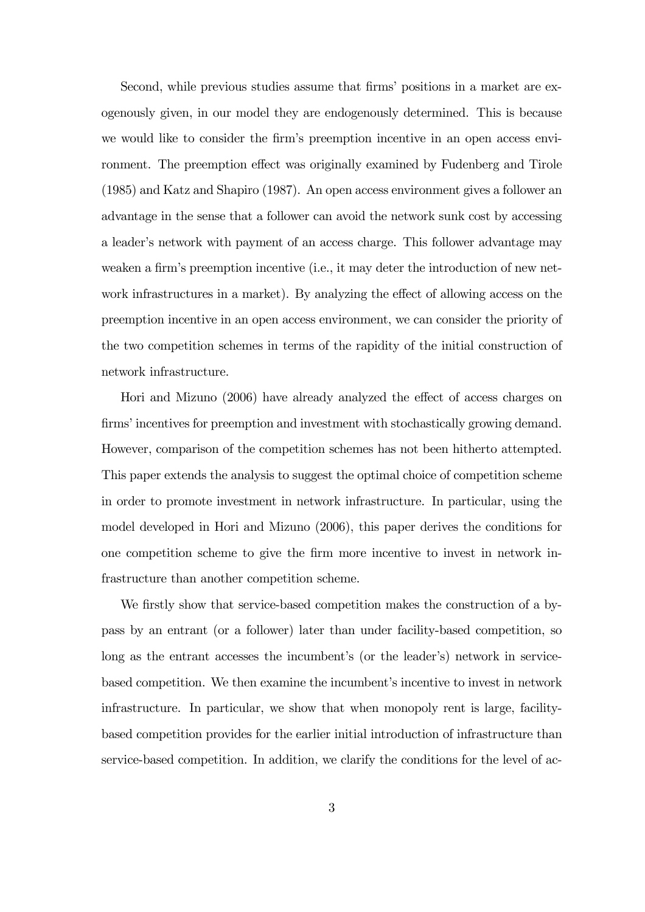Second, while previous studies assume that firms' positions in a market are exogenously given, in our model they are endogenously determined. This is because we would like to consider the firm's preemption incentive in an open access environment. The preemption effect was originally examined by Fudenberg and Tirole (1985) and Katz and Shapiro (1987). An open access environment gives a follower an advantage in the sense that a follower can avoid the network sunk cost by accessing a leader's network with payment of an access charge. This follower advantage may weaken a firm's preemption incentive (i.e., it may deter the introduction of new network infrastructures in a market). By analyzing the effect of allowing access on the preemption incentive in an open access environment, we can consider the priority of the two competition schemes in terms of the rapidity of the initial construction of network infrastructure.

Hori and Mizuno (2006) have already analyzed the effect of access charges on firms' incentives for preemption and investment with stochastically growing demand. However, comparison of the competition schemes has not been hitherto attempted. This paper extends the analysis to suggest the optimal choice of competition scheme in order to promote investment in network infrastructure. In particular, using the model developed in Hori and Mizuno (2006), this paper derives the conditions for one competition scheme to give the firm more incentive to invest in network infrastructure than another competition scheme.

We firstly show that service-based competition makes the construction of a bypass by an entrant (or a follower) later than under facility-based competition, so long as the entrant accesses the incumbent's (or the leader's) network in service-based competition. We then examine the incumbent's incentive to invest in network infrastructure. In particular, we show that when monopoly rent is large, facility-based competition provides for the earlier initial introduction of infrastructure than service-based competition. In addition, we clarify the conditions for the level of ac-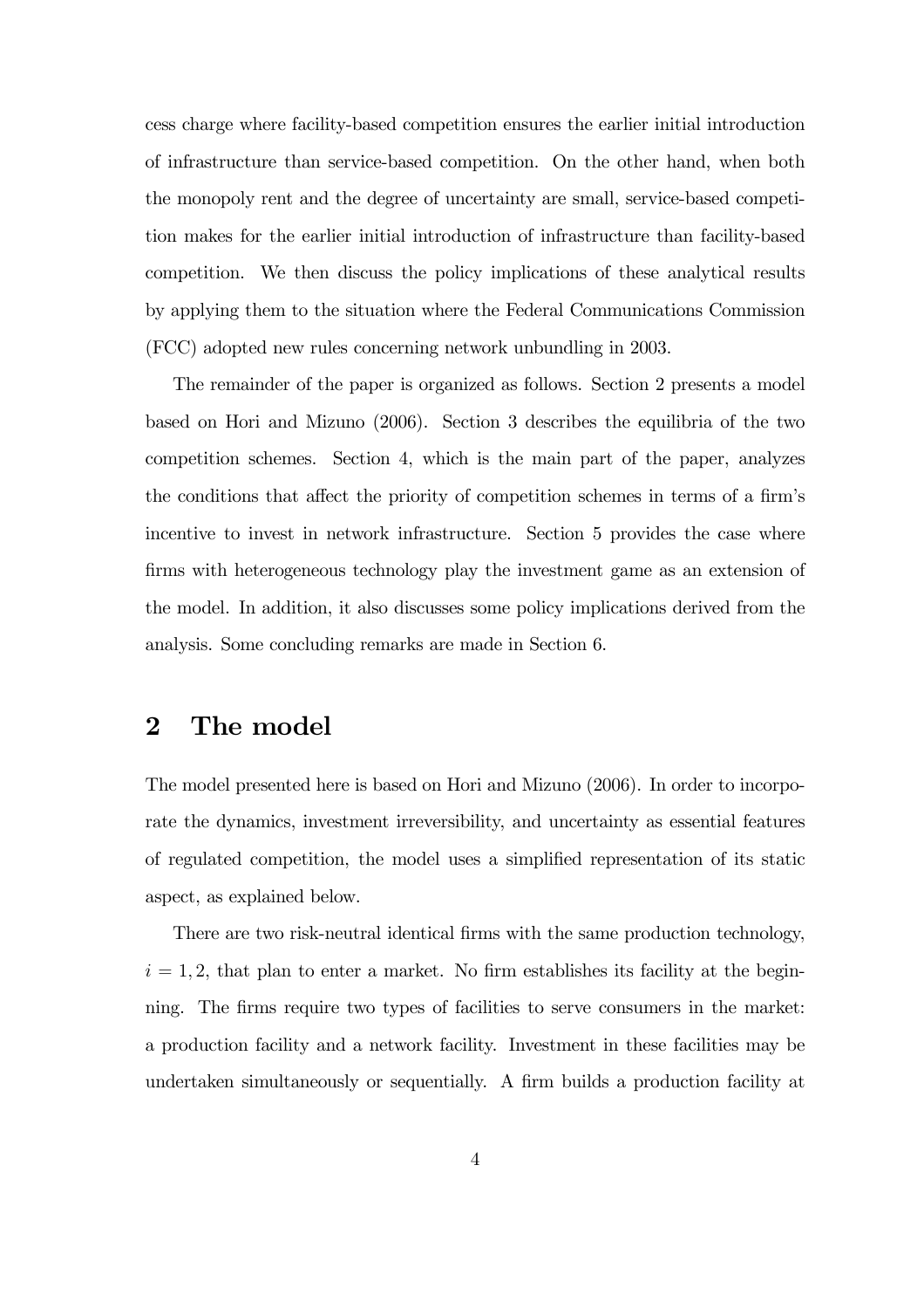cess charge where facility-based competition ensures the earlier initial introduction of infrastructure than service-based competition. On the other hand, when both the monopoly rent and the degree of uncertainty are small, service-based competition makes for the earlier initial introduction of infrastructure than facility-based competition. We then discuss the policy implications of these analytical results by applying them to the situation where the Federal Communications Commission (FCC) adopted new rules concerning network unbundling in 2003.

The remainder of the paper is organized as follows. Section 2 presents a model based on Hori and Mizuno (2006). Section 3 describes the equilibria of the two competition schemes. Section 4, which is the main part of the paper, analyzes the conditions that affect the priority of competition schemes in terms of a firm's incentive to invest in network infrastructure. Section 5 provides the case where firms with heterogeneous technology play the investment game as an extension of the model. In addition, it also discusses some policy implications derived from the analysis. Some concluding remarks are made in Section 6.

## 2 The model

The model presented here is based on Hori and Mizuno (2006). In order to incorporate the dynamics, investment irreversibility, and uncertainty as essential features of regulated competition, the model uses a simplified representation of its static aspect, as explained below.

There are two risk-neutral identical firms with the same production technology, $i = 1, 2$, that plan to enter a market. No firm establishes its facility at the beginning. The firms require two types of facilities to serve consumers in the market: a production facility and a network facility. Investment in these facilities may be undertaken simultaneously or sequentially. A firm builds a production facility at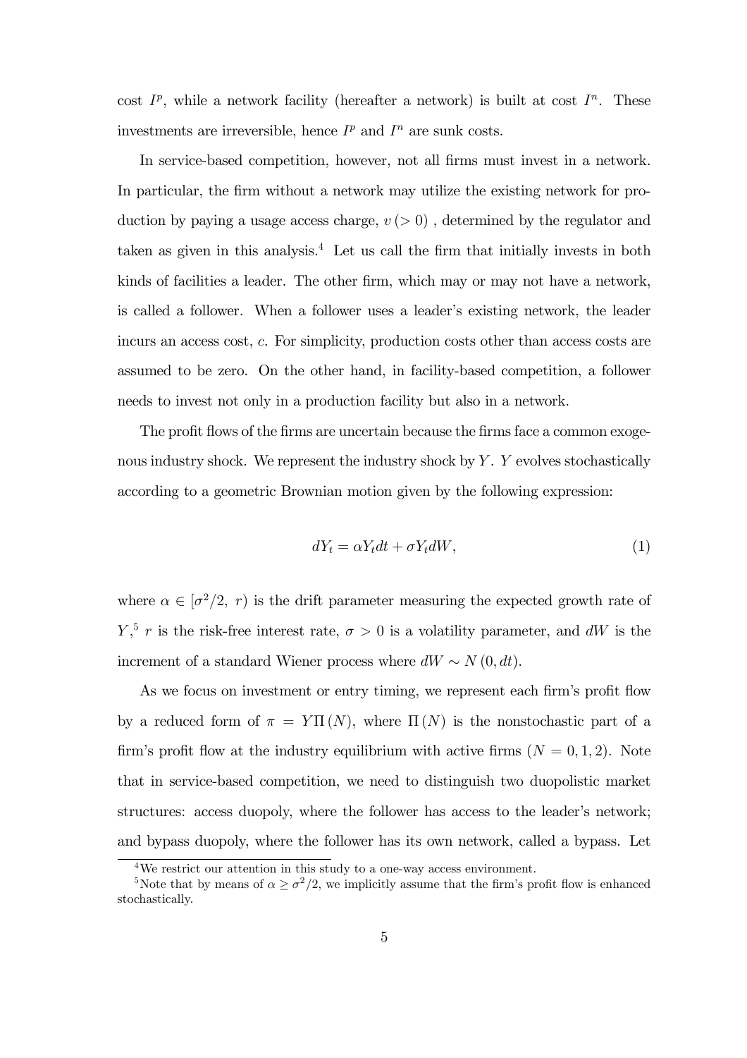cost $I^p$, while a network facility (hereafter a network) is built at cost $I^n$. These investments are irreversible, hence $I^p$ and $I^n$ are sunk costs.

In service-based competition, however, not all firms must invest in a network. In particular, the firm without a network may utilize the existing network for production by paying a usage access charge, $v\,(>0)$ , determined by the regulator and taken as given in this analysis.[4] Let us call the firm that initially invests in both kinds of facilities a leader. The other firm, which may or may not have a network, is called a follower. When a follower uses a leader's existing network, the leader incurs an access cost, $c$. For simplicity, production costs other than access costs are assumed to be zero. On the other hand, in facility-based competition, a follower needs to invest not only in a production facility but also in a network.

The profit flows of the firms are uncertain because the firms face a common exogenous industry shock. We represent the industry shock by $Y$. $Y$ evolves stochastically according to a geometric Brownian motion given by the following expression:

$$dY_t = \alpha Y_t dt + \sigma Y_t dW, \tag{1}$$

where $\alpha \in [\sigma^2/2,\ r)$ is the drift parameter measuring the expected growth rate of $Y$,[5] $r$ is the risk-free interest rate, $\sigma > 0$ is a volatility parameter, and $dW$ is the increment of a standard Wiener process where $dW \sim N(0, dt)$.

As we focus on investment or entry timing, we represent each firm's profit flow by a reduced form of $\pi = Y\Pi(N)$, where $\Pi(N)$ is the nonstochastic part of a firm's profit flow at the industry equilibrium with active firms $(N = 0, 1, 2)$. Note that in service-based competition, we need to distinguish two duopolistic market structures: access duopoly, where the follower has access to the leader's network; and bypass duopoly, where the follower has its own network, called a bypass. Let

[4] We restrict our attention in this study to a one-way access environment.

[5] Note that by means of $\alpha \geq \sigma^2/2$, we implicitly assume that the firm's profit flow is enhanced stochastically.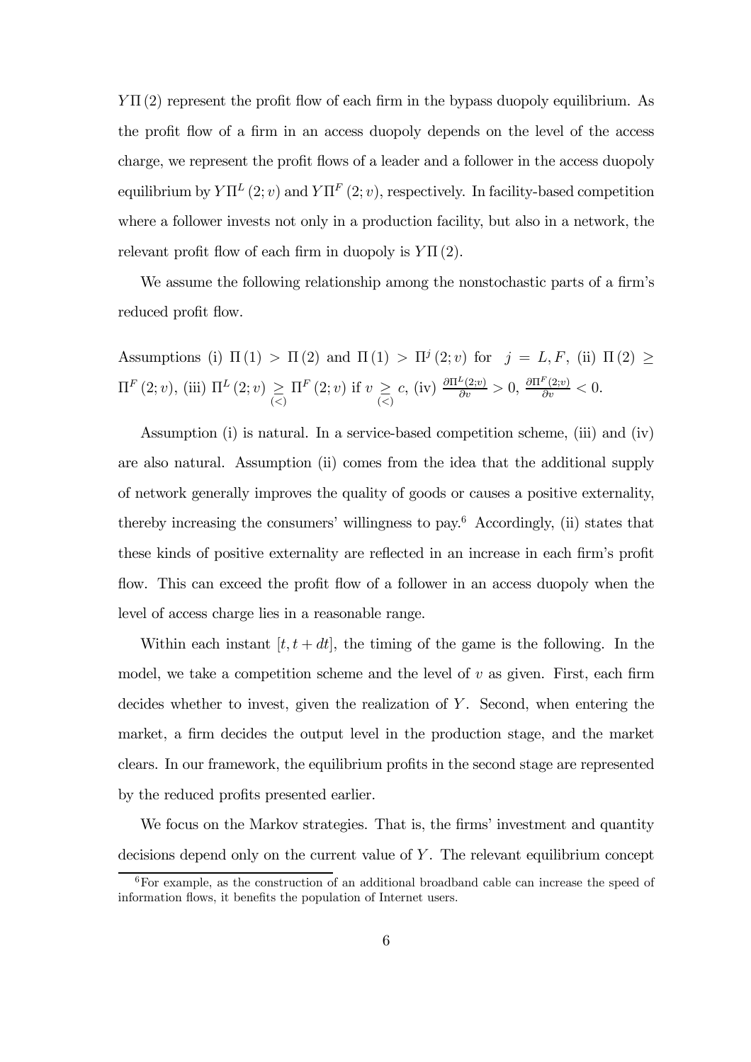$Y\Pi(2)$ represent the profit flow of each firm in the bypass duopoly equilibrium. As the profit flow of a firm in an access duopoly depends on the level of the access charge, we represent the profit flows of a leader and a follower in the access duopoly equilibrium by $Y\Pi^L(2;v)$ and $Y\Pi^F(2;v)$, respectively. In facility-based competition where a follower invests not only in a production facility, but also in a network, the relevant profit flow of each firm in duopoly is $Y\Pi(2)$.

We assume the following relationship among the nonstochastic parts of a firm's reduced profit flow.

Assumptions (i) $\Pi(1) > \Pi(2)$ and $\Pi(1) > \Pi^j(2;v)$ for $j = L, F$, (ii) $\Pi(2) \geq \Pi^F(2;v)$, (iii) $\Pi^L(2;v) \underset{(<)}{\geq} \Pi^F(2;v)$ if $v \underset{(<)}{\geq} c$, (iv) $\frac{\partial \Pi^L(2;v)}{\partial v} > 0$, $\frac{\partial \Pi^F(2;v)}{\partial v} < 0$.

Assumption (i) is natural. In a service-based competition scheme, (iii) and (iv) are also natural. Assumption (ii) comes from the idea that the additional supply of network generally improves the quality of goods or causes a positive externality, thereby increasing the consumers' willingness to pay.[6] Accordingly, (ii) states that these kinds of positive externality are reflected in an increase in each firm's profit flow. This can exceed the profit flow of a follower in an access duopoly when the level of access charge lies in a reasonable range.

Within each instant $[t, t + dt]$, the timing of the game is the following. In the model, we take a competition scheme and the level of $v$ as given. First, each firm decides whether to invest, given the realization of $Y$. Second, when entering the market, a firm decides the output level in the production stage, and the market clears. In our framework, the equilibrium profits in the second stage are represented by the reduced profits presented earlier.

We focus on the Markov strategies. That is, the firms' investment and quantity decisions depend only on the current value of $Y$. The relevant equilibrium concept

[6] For example, as the construction of an additional broadband cable can increase the speed of information flows, it benefits the population of Internet users.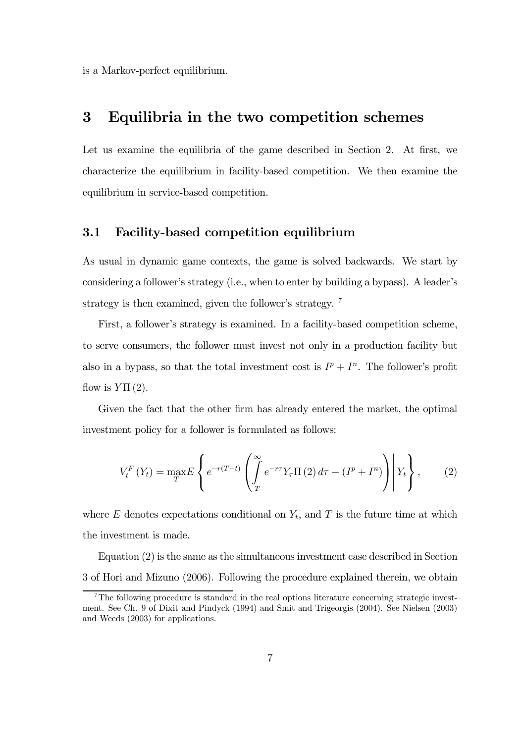is a Markov-perfect equilibrium.

# 3 Equilibria in the two competition schemes

Let us examine the equilibria of the game described in Section 2. At first, we characterize the equilibrium in facility-based competition. We then examine the equilibrium in service-based competition.

## 3.1 Facility-based competition equilibrium

As usual in dynamic game contexts, the game is solved backwards. We start by considering a follower's strategy (i.e., when to enter by building a bypass). A leader's strategy is then examined, given the follower's strategy. [7]

First, a follower's strategy is examined. In a facility-based competition scheme, to serve consumers, the follower must invest not only in a production facility but also in a bypass, so that the total investment cost is $I^p + I^n$. The follower's profit flow is $Y\Pi(2)$.

Given the fact that the other firm has already entered the market, the optimal investment policy for a follower is formulated as follows:

$$V_t^F(Y_t) = \max_T E\left\{ e^{-r(T-t)} \left( \int_T^{\infty} e^{-r\tau} Y_\tau \Pi(2)\, d\tau - (I^p + I^n) \right) \middle| Y_t \right\}, \qquad (2)$$

where $E$ denotes expectations conditional on $Y_t$, and $T$ is the future time at which the investment is made.

Equation (2) is the same as the simultaneous investment case described in Section 3 of Hori and Mizuno (2006). Following the procedure explained therein, we obtain

[7] The following procedure is standard in the real options literature concerning strategic investment. See Ch. 9 of Dixit and Pindyck (1994) and Smit and Trigeorgis (2004). See Nielsen (2003) and Weeds (2003) for applications.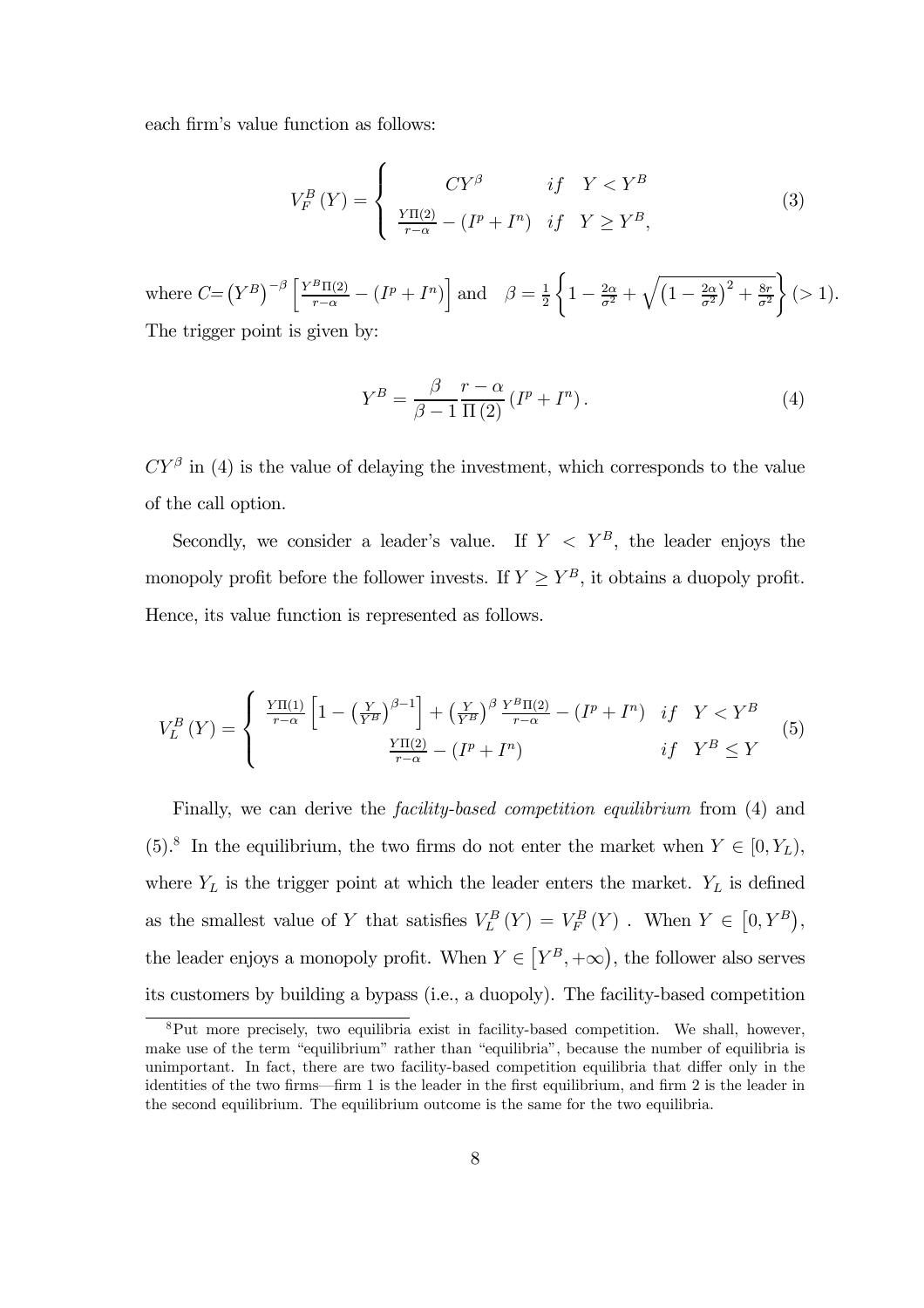each firm's value function as follows:

$$V_F^B(Y) = \begin{cases} CY^{\beta} & if \quad Y < Y^B \\ \frac{Y\Pi(2)}{r-\alpha} - (I^p + I^n) & if \quad Y \geq Y^B, \end{cases} \tag{3}$$

where $C = \left(Y^B\right)^{-\beta}\left[\frac{Y^B\Pi(2)}{r-\alpha} - (I^p + I^n)\right]$ and $\beta = \frac{1}{2}\left\{1 - \frac{2\alpha}{\sigma^2} + \sqrt{\left(1 - \frac{2\alpha}{\sigma^2}\right)^2 + \frac{8r}{\sigma^2}}\right\} (> 1)$. The trigger point is given by:

$$Y^B = \frac{\beta}{\beta - 1}\frac{r-\alpha}{\Pi(2)}(I^p + I^n). \tag{4}$$

$CY^{\beta}$ in (4) is the value of delaying the investment, which corresponds to the value of the call option.

Secondly, we consider a leader's value. If $Y < Y^B$, the leader enjoys the monopoly profit before the follower invests. If $Y \geq Y^B$, it obtains a duopoly profit. Hence, its value function is represented as follows.

$$V_L^B(Y) = \begin{cases} \frac{Y\Pi(1)}{r-\alpha}\left[1 - \left(\frac{Y}{Y^B}\right)^{\beta-1}\right] + \left(\frac{Y}{Y^B}\right)^{\beta}\frac{Y^B\Pi(2)}{r-\alpha} - (I^p + I^n) & if \quad Y < Y^B \\ \frac{Y\Pi(2)}{r-\alpha} - (I^p + I^n) & if \quad Y^B \leq Y \end{cases} \tag{5}$$

Finally, we can derive the *facility-based competition equilibrium* from (4) and (5).[8] In the equilibrium, the two firms do not enter the market when $Y \in [0, Y_L)$, where $Y_L$ is the trigger point at which the leader enters the market. $Y_L$ is defined as the smallest value of $Y$ that satisfies $V_L^B(Y) = V_F^B(Y)$ . When $Y \in \left[0, Y^B\right)$, the leader enjoys a monopoly profit. When $Y \in \left[Y^B, +\infty\right)$, the follower also serves its customers by building a bypass (i.e., a duopoly). The facility-based competition

[8] Put more precisely, two equilibria exist in facility-based competition. We shall, however, make use of the term "equilibrium" rather than "equilibria", because the number of equilibria is unimportant. In fact, there are two facility-based competition equilibria that differ only in the identities of the two firms—firm 1 is the leader in the first equilibrium, and firm 2 is the leader in the second equilibrium. The equilibrium outcome is the same for the two equilibria.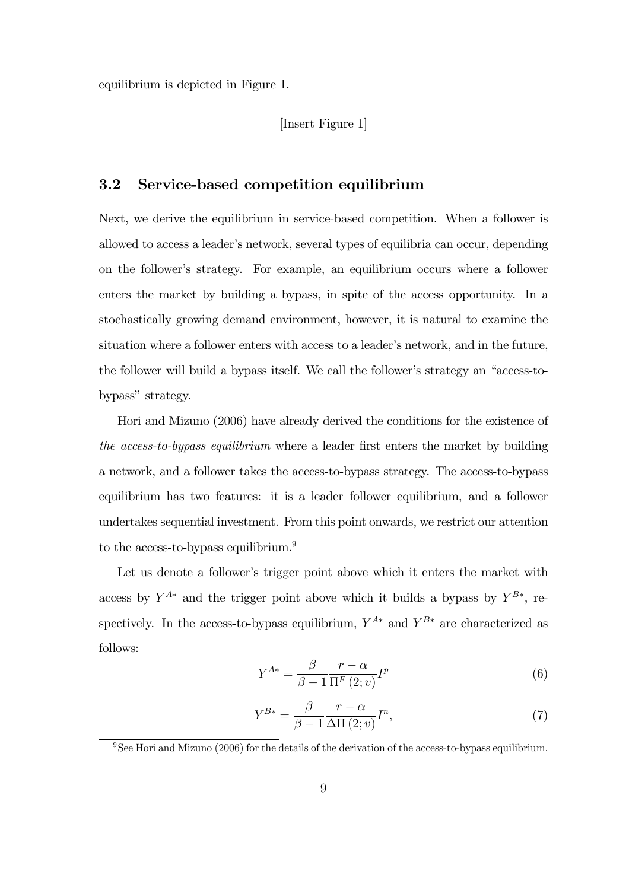equilibrium is depicted in Figure 1.

[Insert Figure 1]

### 3.2 Service-based competition equilibrium

Next, we derive the equilibrium in service-based competition. When a follower is allowed to access a leader's network, several types of equilibria can occur, depending on the follower's strategy. For example, an equilibrium occurs where a follower enters the market by building a bypass, in spite of the access opportunity. In a stochastically growing demand environment, however, it is natural to examine the situation where a follower enters with access to a leader's network, and in the future, the follower will build a bypass itself. We call the follower's strategy an "access-to-bypass" strategy.

Hori and Mizuno (2006) have already derived the conditions for the existence of *the access-to-bypass equilibrium* where a leader first enters the market by building a network, and a follower takes the access-to-bypass strategy. The access-to-bypass equilibrium has two features: it is a leader–follower equilibrium, and a follower undertakes sequential investment. From this point onwards, we restrict our attention to the access-to-bypass equilibrium.[9]

Let us denote a follower's trigger point above which it enters the market with access by $Y^{A*}$ and the trigger point above which it builds a bypass by $Y^{B*}$, respectively. In the access-to-bypass equilibrium, $Y^{A*}$ and $Y^{B*}$ are characterized as follows:

$$Y^{A*} = \frac{\beta}{\beta - 1} \frac{r - \alpha}{\Pi^F(2; v)} I^p \tag{6}$$

$$Y^{B*} = \frac{\beta}{\beta - 1} \frac{r - \alpha}{\Delta\Pi(2; v)} I^n, \tag{7}$$

[9] See Hori and Mizuno (2006) for the details of the derivation of the access-to-bypass equilibrium.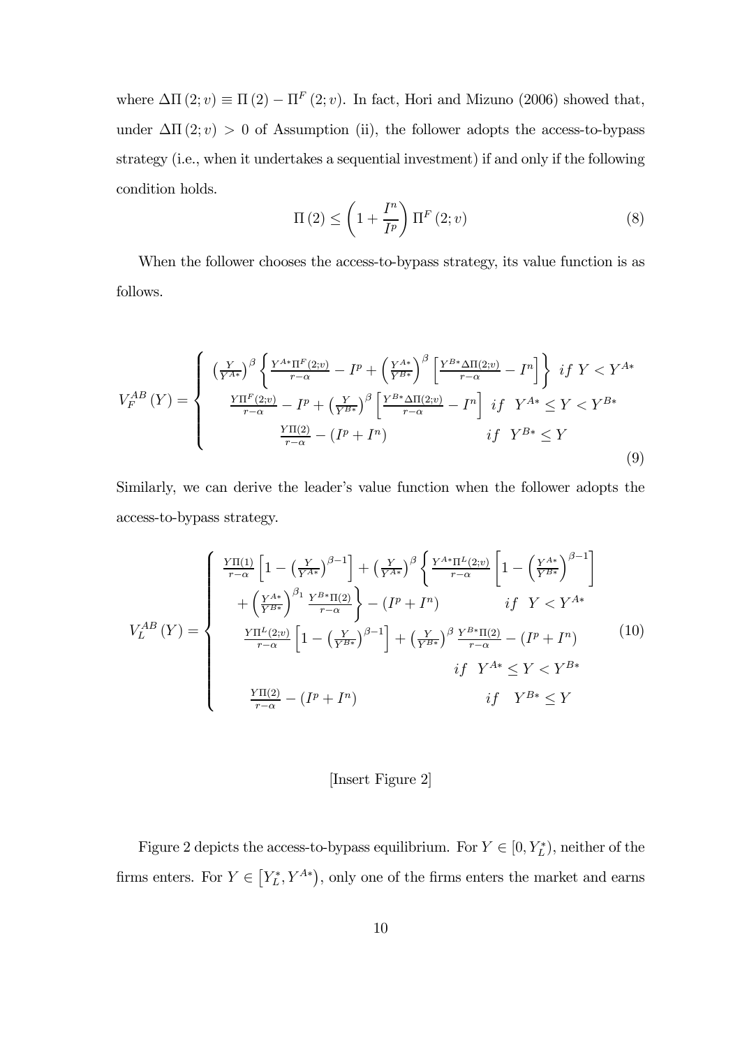where $\Delta\Pi(2;v) \equiv \Pi(2) - \Pi^F(2;v)$. In fact, Hori and Mizuno (2006) showed that, under $\Delta\Pi(2;v) > 0$ of Assumption (ii), the follower adopts the access-to-bypass strategy (i.e., when it undertakes a sequential investment) if and only if the following condition holds.

$$\Pi(2) \leq \left(1 + \frac{I^n}{I^p}\right)\Pi^F(2;v) \tag{8}$$

When the follower chooses the access-to-bypass strategy, its value function is as follows.

$$V_F^{AB}(Y) = \begin{cases} \left(\frac{Y}{Y^{A*}}\right)^{\beta}\left\{\frac{Y^{A*}\Pi^F(2;v)}{r-\alpha} - I^p + \left(\frac{Y^{A*}}{Y^{B*}}\right)^{\beta}\left[\frac{Y^{B*}\Delta\Pi(2;v)}{r-\alpha} - I^n\right]\right\} & if\ Y < Y^{A*} \\ \frac{Y\Pi^F(2;v)}{r-\alpha} - I^p + \left(\frac{Y}{Y^{B*}}\right)^{\beta}\left[\frac{Y^{B*}\Delta\Pi(2;v)}{r-\alpha} - I^n\right] & if\ \ Y^{A*} \leq Y < Y^{B*} \\ \frac{Y\Pi(2)}{r-\alpha} - (I^p + I^n) & if\ \ Y^{B*} \leq Y \end{cases} \tag{9}$$

Similarly, we can derive the leader's value function when the follower adopts the access-to-bypass strategy.

$$V_L^{AB}(Y) = \begin{cases} \frac{Y\Pi(1)}{r-\alpha}\left[1 - \left(\frac{Y}{Y^{A*}}\right)^{\beta-1}\right] + \left(\frac{Y}{Y^{A*}}\right)^{\beta}\left\{\frac{Y^{A*}\Pi^L(2;v)}{r-\alpha}\left[1 - \left(\frac{Y^{A*}}{Y^{B*}}\right)^{\beta-1}\right]\right. \\ \quad \left. + \left(\frac{Y^{A*}}{Y^{B*}}\right)^{\beta_1}\frac{Y^{B*}\Pi(2)}{r-\alpha}\right\} - (I^p + I^n) \qquad\qquad if\ \ Y < Y^{A*} \\ \frac{Y\Pi^L(2;v)}{r-\alpha}\left[1 - \left(\frac{Y}{Y^{B*}}\right)^{\beta-1}\right] + \left(\frac{Y}{Y^{B*}}\right)^{\beta}\frac{Y^{B*}\Pi(2)}{r-\alpha} - (I^p + I^n) \\ \qquad\qquad\qquad\qquad\qquad\qquad if\ \ Y^{A*} \leq Y < Y^{B*} \\ \frac{Y\Pi(2)}{r-\alpha} - (I^p + I^n) \qquad\qquad\qquad if\ \ \ Y^{B*} \leq Y \end{cases} \tag{10}$$

[Insert Figure 2]

Figure 2 depicts the access-to-bypass equilibrium. For $Y \in [0, Y_L^*)$, neither of the firms enters. For $Y \in [Y_L^*, Y^{A*})$, only one of the firms enters the market and earns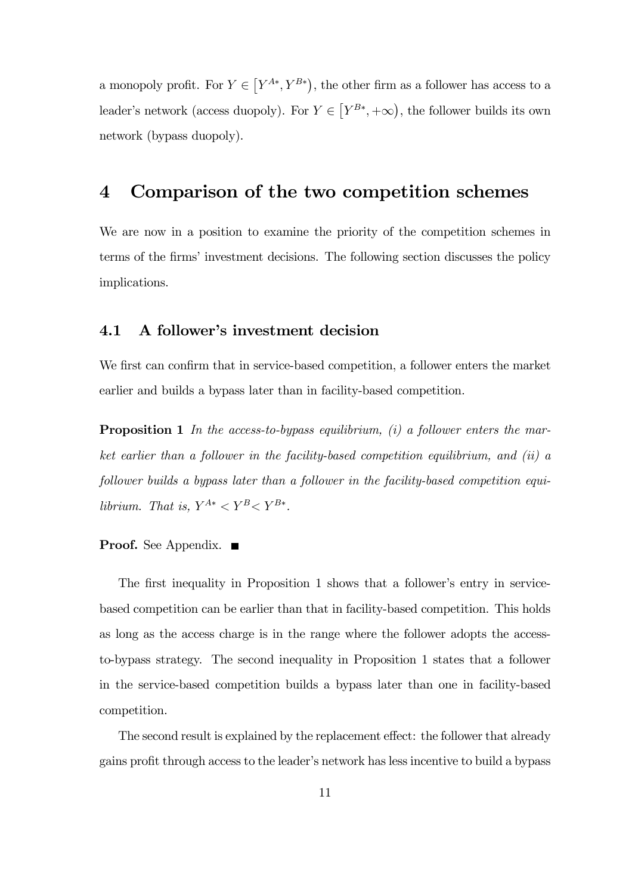a monopoly profit. For $Y \in [Y^{A*}, Y^{B*})$, the other firm as a follower has access to a leader's network (access duopoly). For $Y \in [Y^{B*}, +\infty)$, the follower builds its own network (bypass duopoly).

# 4 Comparison of the two competition schemes

We are now in a position to examine the priority of the competition schemes in terms of the firms' investment decisions. The following section discusses the policy implications.

## 4.1 A follower's investment decision

We first can confirm that in service-based competition, a follower enters the market earlier and builds a bypass later than in facility-based competition.

**Proposition 1** *In the access-to-bypass equilibrium, (i) a follower enters the market earlier than a follower in the facility-based competition equilibrium, and (ii) a follower builds a bypass later than a follower in the facility-based competition equilibrium. That is,* $Y^{A*} < Y^{B} < Y^{B*}$.

**Proof.** See Appendix. ■

The first inequality in Proposition 1 shows that a follower's entry in service-based competition can be earlier than that in facility-based competition. This holds as long as the access charge is in the range where the follower adopts the access-to-bypass strategy. The second inequality in Proposition 1 states that a follower in the service-based competition builds a bypass later than one in facility-based competition.

The second result is explained by the replacement effect: the follower that already gains profit through access to the leader's network has less incentive to build a bypass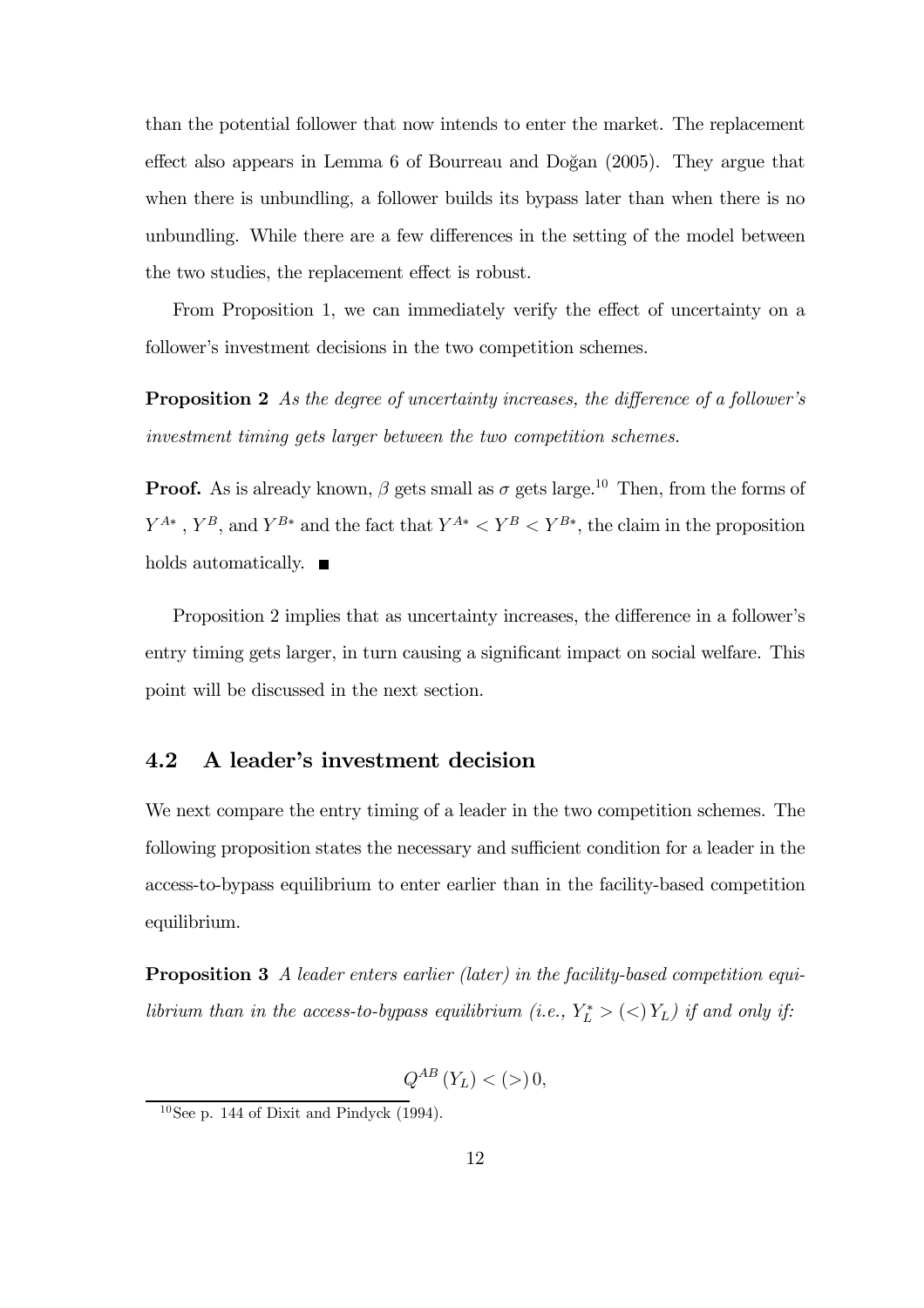than the potential follower that now intends to enter the market. The replacement effect also appears in Lemma 6 of Bourreau and Doğan (2005). They argue that when there is unbundling, a follower builds its bypass later than when there is no unbundling. While there are a few differences in the setting of the model between the two studies, the replacement effect is robust.

From Proposition 1, we can immediately verify the effect of uncertainty on a follower's investment decisions in the two competition schemes.

**Proposition 2** *As the degree of uncertainty increases, the difference of a follower's investment timing gets larger between the two competition schemes.*

**Proof.** As is already known, $\beta$ gets small as $\sigma$ gets large.[10] Then, from the forms of $Y^{A*}$, $Y^{B}$, and $Y^{B*}$ and the fact that $Y^{A*} < Y^{B} < Y^{B*}$, the claim in the proposition holds automatically. ■

Proposition 2 implies that as uncertainty increases, the difference in a follower's entry timing gets larger, in turn causing a significant impact on social welfare. This point will be discussed in the next section.

## 4.2 A leader's investment decision

We next compare the entry timing of a leader in the two competition schemes. The following proposition states the necessary and sufficient condition for a leader in the access-to-bypass equilibrium to enter earlier than in the facility-based competition equilibrium.

**Proposition 3** *A leader enters earlier (later) in the facility-based competition equilibrium than in the access-to-bypass equilibrium (i.e., $Y_L^* > (<) Y_L$) if and only if:*

$$Q^{AB}(Y_L) < (>) \, 0,$$

[10] See p. 144 of Dixit and Pindyck (1994).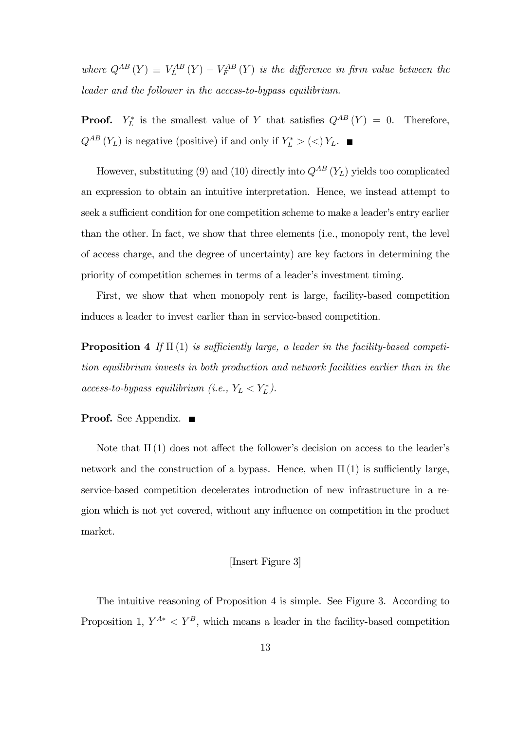*where* $Q^{AB}(Y) \equiv V_L^{AB}(Y) - V_F^{AB}(Y)$ *is the difference in firm value between the leader and the follower in the access-to-bypass equilibrium.*

**Proof.** $Y_L^*$ is the smallest value of $Y$ that satisfies $Q^{AB}(Y) = 0$. Therefore, $Q^{AB}(Y_L)$ is negative (positive) if and only if $Y_L^* > (<) Y_L$. ■

However, substituting (9) and (10) directly into $Q^{AB}(Y_L)$ yields too complicated an expression to obtain an intuitive interpretation. Hence, we instead attempt to seek a sufficient condition for one competition scheme to make a leader's entry earlier than the other. In fact, we show that three elements (i.e., monopoly rent, the level of access charge, and the degree of uncertainty) are key factors in determining the priority of competition schemes in terms of a leader's investment timing.

First, we show that when monopoly rent is large, facility-based competition induces a leader to invest earlier than in service-based competition.

**Proposition 4** *If* $\Pi(1)$ *is sufficiently large, a leader in the facility-based competition equilibrium invests in both production and network facilities earlier than in the access-to-bypass equilibrium (i.e.,* $Y_L < Y_L^*$*).*

**Proof.** See Appendix. ■

Note that $\Pi(1)$ does not affect the follower's decision on access to the leader's network and the construction of a bypass. Hence, when $\Pi(1)$ is sufficiently large, service-based competition decelerates introduction of new infrastructure in a region which is not yet covered, without any influence on competition in the product market.

[Insert Figure 3]

The intuitive reasoning of Proposition 4 is simple. See Figure 3. According to Proposition 1, $Y^{A*} < Y^B$, which means a leader in the facility-based competition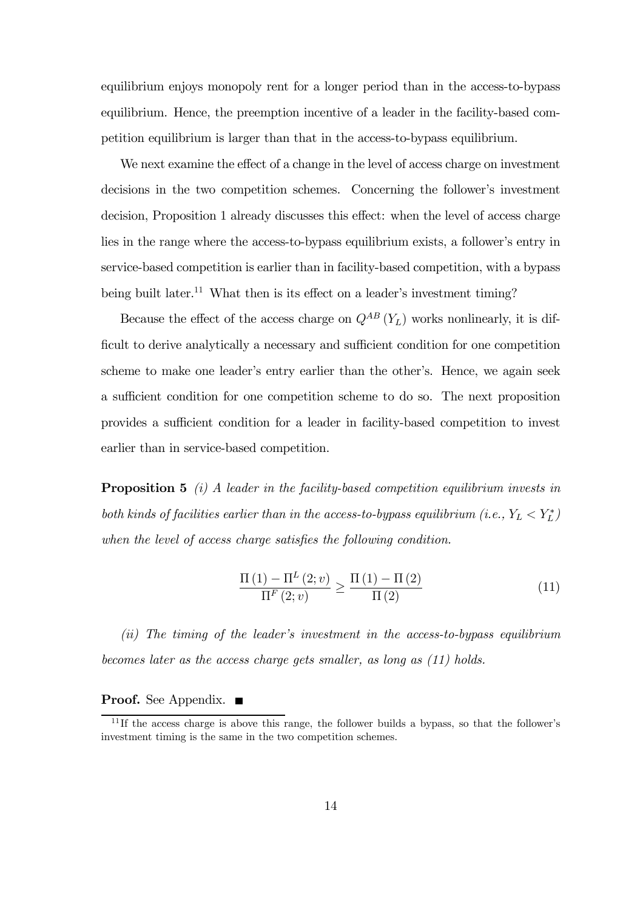equilibrium enjoys monopoly rent for a longer period than in the access-to-bypass equilibrium. Hence, the preemption incentive of a leader in the facility-based competition equilibrium is larger than that in the access-to-bypass equilibrium.

We next examine the effect of a change in the level of access charge on investment decisions in the two competition schemes. Concerning the follower's investment decision, Proposition 1 already discusses this effect: when the level of access charge lies in the range where the access-to-bypass equilibrium exists, a follower's entry in service-based competition is earlier than in facility-based competition, with a bypass being built later.[11] What then is its effect on a leader's investment timing?

Because the effect of the access charge on $Q^{AB}(Y_L)$ works nonlinearly, it is difficult to derive analytically a necessary and sufficient condition for one competition scheme to make one leader's entry earlier than the other's. Hence, we again seek a sufficient condition for one competition scheme to do so. The next proposition provides a sufficient condition for a leader in facility-based competition to invest earlier than in service-based competition.

**Proposition 5** *(i) A leader in the facility-based competition equilibrium invests in both kinds of facilities earlier than in the access-to-bypass equilibrium (i.e., $Y_L < Y_L^*$) when the level of access charge satisfies the following condition.*

$$\frac{\Pi(1) - \Pi^L(2; v)}{\Pi^F(2; v)} \geq \frac{\Pi(1) - \Pi(2)}{\Pi(2)} \tag{11}$$

*(ii) The timing of the leader's investment in the access-to-bypass equilibrium becomes later as the access charge gets smaller, as long as (11) holds.*

**Proof.** See Appendix. ∎

[11] If the access charge is above this range, the follower builds a bypass, so that the follower's investment timing is the same in the two competition schemes.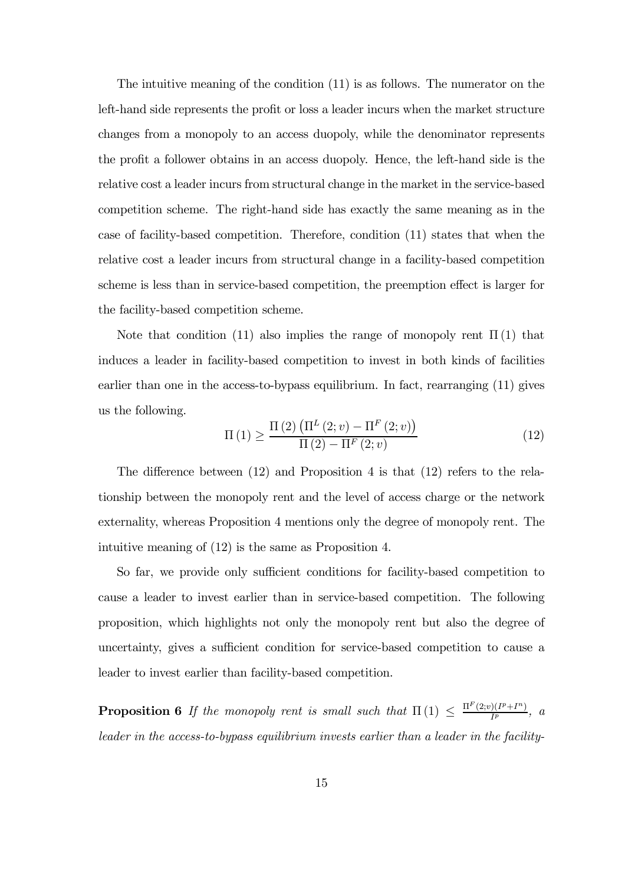The intuitive meaning of the condition (11) is as follows. The numerator on the left-hand side represents the profit or loss a leader incurs when the market structure changes from a monopoly to an access duopoly, while the denominator represents the profit a follower obtains in an access duopoly. Hence, the left-hand side is the relative cost a leader incurs from structural change in the market in the service-based competition scheme. The right-hand side has exactly the same meaning as in the case of facility-based competition. Therefore, condition (11) states that when the relative cost a leader incurs from structural change in a facility-based competition scheme is less than in service-based competition, the preemption effect is larger for the facility-based competition scheme.

Note that condition (11) also implies the range of monopoly rent $\Pi(1)$ that induces a leader in facility-based competition to invest in both kinds of facilities earlier than one in the access-to-bypass equilibrium. In fact, rearranging (11) gives us the following.

$$\Pi(1) \geq \frac{\Pi(2)\left(\Pi^L(2;v) - \Pi^F(2;v)\right)}{\Pi(2) - \Pi^F(2;v)} \tag{12}$$

The difference between (12) and Proposition 4 is that (12) refers to the relationship between the monopoly rent and the level of access charge or the network externality, whereas Proposition 4 mentions only the degree of monopoly rent. The intuitive meaning of (12) is the same as Proposition 4.

So far, we provide only sufficient conditions for facility-based competition to cause a leader to invest earlier than in service-based competition. The following proposition, which highlights not only the monopoly rent but also the degree of uncertainty, gives a sufficient condition for service-based competition to cause a leader to invest earlier than facility-based competition.

**Proposition 6** *If the monopoly rent is small such that* $\Pi(1) \leq \frac{\Pi^F(2;v)(I^p + I^n)}{I^p}$*, a leader in the access-to-bypass equilibrium invests earlier than a leader in the facility-*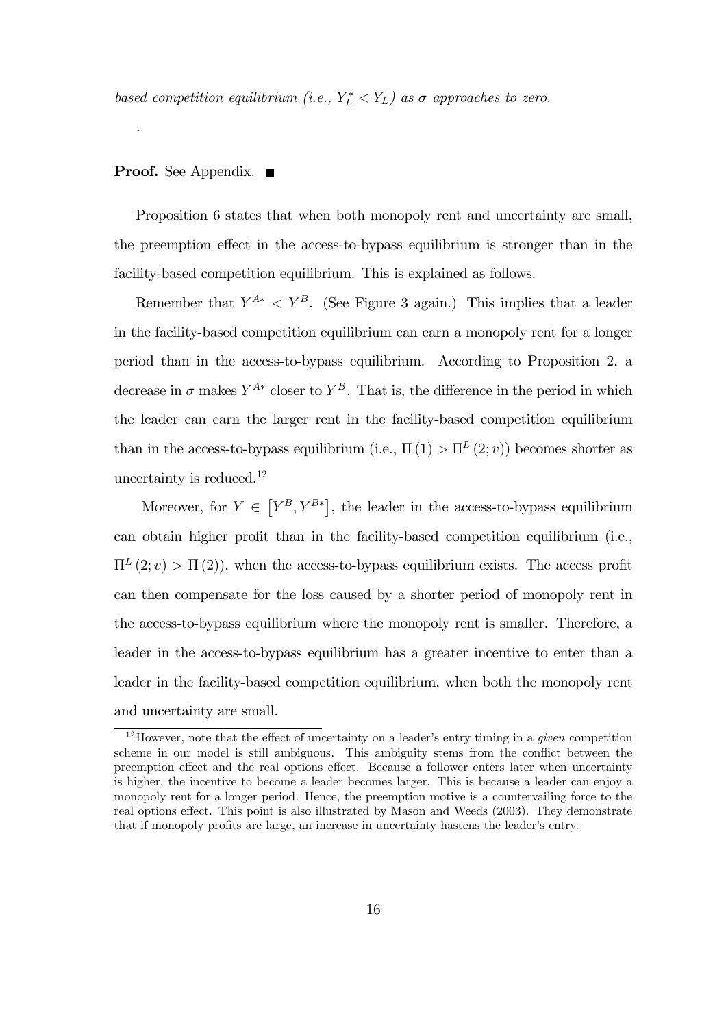*based competition equilibrium (i.e., $Y_L^* < Y_L$) as $\sigma$ approaches to zero.*

.

**Proof.** See Appendix. ■

Proposition 6 states that when both monopoly rent and uncertainty are small, the preemption effect in the access-to-bypass equilibrium is stronger than in the facility-based competition equilibrium. This is explained as follows.

Remember that $Y^{A*} < Y^B$. (See Figure 3 again.) This implies that a leader in the facility-based competition equilibrium can earn a monopoly rent for a longer period than in the access-to-bypass equilibrium. According to Proposition 2, a decrease in $\sigma$ makes $Y^{A*}$ closer to $Y^B$. That is, the difference in the period in which the leader can earn the larger rent in the facility-based competition equilibrium than in the access-to-bypass equilibrium (i.e., $\Pi(1) > \Pi^L(2; v)$) becomes shorter as uncertainty is reduced.[12]

Moreover, for $Y \in [Y^B, Y^{B*}]$, the leader in the access-to-bypass equilibrium can obtain higher profit than in the facility-based competition equilibrium (i.e., $\Pi^L(2; v) > \Pi(2)$), when the access-to-bypass equilibrium exists. The access profit can then compensate for the loss caused by a shorter period of monopoly rent in the access-to-bypass equilibrium where the monopoly rent is smaller. Therefore, a leader in the access-to-bypass equilibrium has a greater incentive to enter than a leader in the facility-based competition equilibrium, when both the monopoly rent and uncertainty are small.

[12] However, note that the effect of uncertainty on a leader's entry timing in a *given* competition scheme in our model is still ambiguous. This ambiguity stems from the conflict between the preemption effect and the real options effect. Because a follower enters later when uncertainty is higher, the incentive to become a leader becomes larger. This is because a leader can enjoy a monopoly rent for a longer period. Hence, the preemption motive is a countervailing force to the real options effect. This point is also illustrated by Mason and Weeds (2003). They demonstrate that if monopoly profits are large, an increase in uncertainty hastens the leader's entry.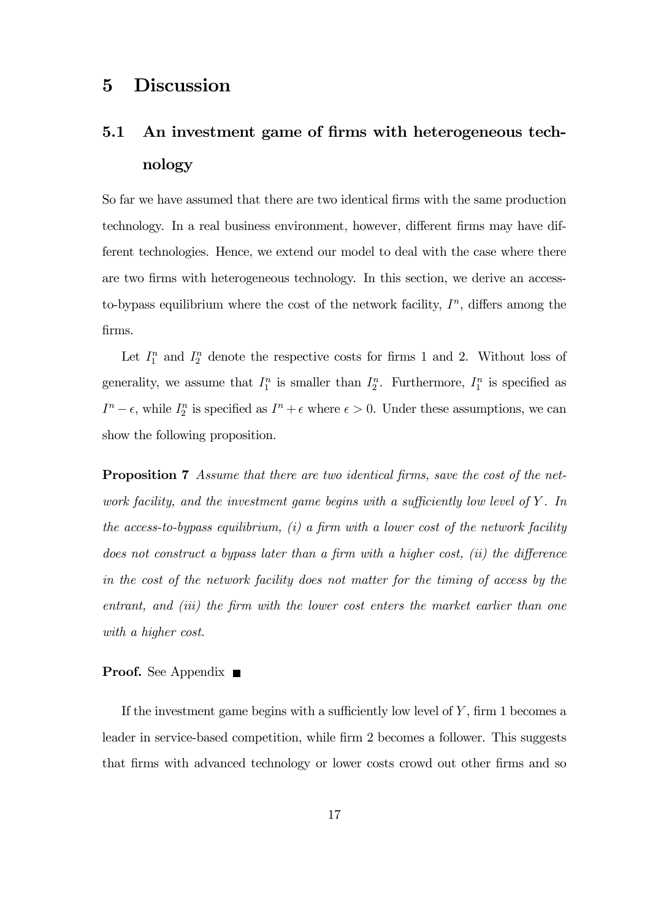# 5 Discussion

## 5.1 An investment game of firms with heterogeneous technology

So far we have assumed that there are two identical firms with the same production technology. In a real business environment, however, different firms may have different technologies. Hence, we extend our model to deal with the case where there are two firms with heterogeneous technology. In this section, we derive an access-to-bypass equilibrium where the cost of the network facility, $I^n$, differs among the firms.

Let $I_1^n$ and $I_2^n$ denote the respective costs for firms 1 and 2. Without loss of generality, we assume that $I_1^n$ is smaller than $I_2^n$. Furthermore, $I_1^n$ is specified as $I^n - \epsilon$, while $I_2^n$ is specified as $I^n + \epsilon$ where $\epsilon > 0$. Under these assumptions, we can show the following proposition.

**Proposition 7** *Assume that there are two identical firms, save the cost of the network facility, and the investment game begins with a sufficiently low level of $Y$. In the access-to-bypass equilibrium, (i) a firm with a lower cost of the network facility does not construct a bypass later than a firm with a higher cost, (ii) the difference in the cost of the network facility does not matter for the timing of access by the entrant, and (iii) the firm with the lower cost enters the market earlier than one with a higher cost.*

**Proof.** See Appendix ■

If the investment game begins with a sufficiently low level of $Y$, firm 1 becomes a leader in service-based competition, while firm 2 becomes a follower. This suggests that firms with advanced technology or lower costs crowd out other firms and so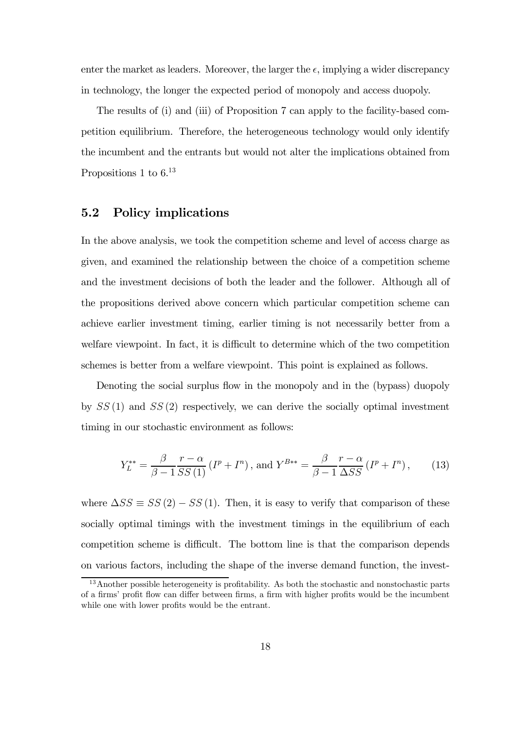enter the market as leaders. Moreover, the larger the $\epsilon$, implying a wider discrepancy in technology, the longer the expected period of monopoly and access duopoly.

The results of (i) and (iii) of Proposition 7 can apply to the facility-based competition equilibrium. Therefore, the heterogeneous technology would only identify the incumbent and the entrants but would not alter the implications obtained from Propositions 1 to 6.[13]

## 5.2 Policy implications

In the above analysis, we took the competition scheme and level of access charge as given, and examined the relationship between the choice of a competition scheme and the investment decisions of both the leader and the follower. Although all of the propositions derived above concern which particular competition scheme can achieve earlier investment timing, earlier timing is not necessarily better from a welfare viewpoint. In fact, it is difficult to determine which of the two competition schemes is better from a welfare viewpoint. This point is explained as follows.

Denoting the social surplus flow in the monopoly and in the (bypass) duopoly by $SS(1)$ and $SS(2)$ respectively, we can derive the socially optimal investment timing in our stochastic environment as follows:

$$Y_L^{**} = \frac{\beta}{\beta - 1} \frac{r - \alpha}{SS(1)} (I^p + I^n), \text{ and } Y^{B**} = \frac{\beta}{\beta - 1} \frac{r - \alpha}{\Delta SS} (I^p + I^n), \tag{13}$$

where $\Delta SS \equiv SS(2) - SS(1)$. Then, it is easy to verify that comparison of these socially optimal timings with the investment timings in the equilibrium of each competition scheme is difficult. The bottom line is that the comparison depends on various factors, including the shape of the inverse demand function, the invest-

[13] Another possible heterogeneity is profitability. As both the stochastic and nonstochastic parts of a firms' profit flow can differ between firms, a firm with higher profits would be the incumbent while one with lower profits would be the entrant.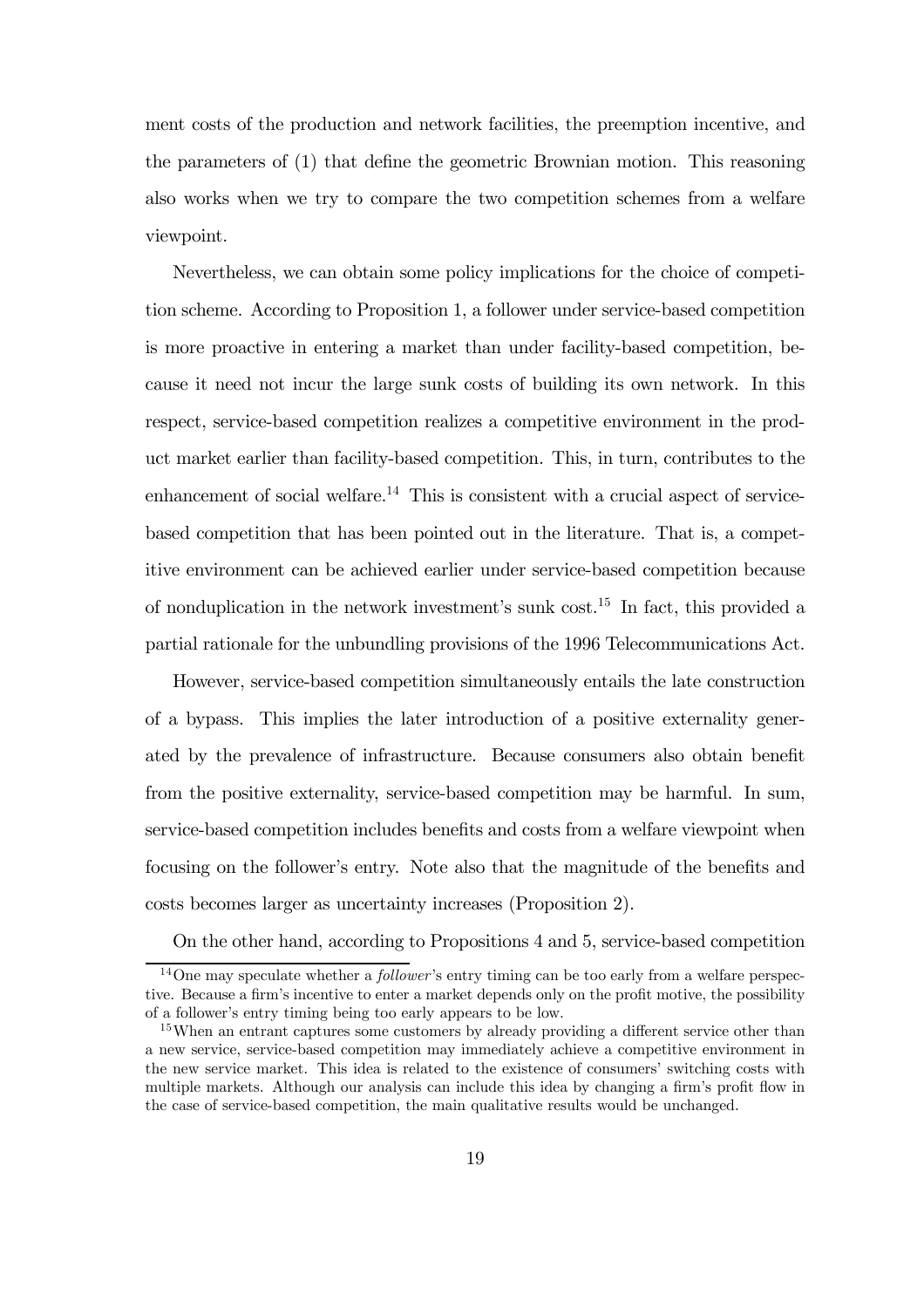ment costs of the production and network facilities, the preemption incentive, and the parameters of (1) that define the geometric Brownian motion. This reasoning also works when we try to compare the two competition schemes from a welfare viewpoint.

Nevertheless, we can obtain some policy implications for the choice of competition scheme. According to Proposition 1, a follower under service-based competition is more proactive in entering a market than under facility-based competition, because it need not incur the large sunk costs of building its own network. In this respect, service-based competition realizes a competitive environment in the product market earlier than facility-based competition. This, in turn, contributes to the enhancement of social welfare.[14] This is consistent with a crucial aspect of service-based competition that has been pointed out in the literature. That is, a competitive environment can be achieved earlier under service-based competition because of nonduplication in the network investment's sunk cost.[15] In fact, this provided a partial rationale for the unbundling provisions of the 1996 Telecommunications Act.

However, service-based competition simultaneously entails the late construction of a bypass. This implies the later introduction of a positive externality generated by the prevalence of infrastructure. Because consumers also obtain benefit from the positive externality, service-based competition may be harmful. In sum, service-based competition includes benefits and costs from a welfare viewpoint when focusing on the follower's entry. Note also that the magnitude of the benefits and costs becomes larger as uncertainty increases (Proposition 2).

On the other hand, according to Propositions 4 and 5, service-based competition

[14] One may speculate whether a *follower*'s entry timing can be too early from a welfare perspective. Because a firm's incentive to enter a market depends only on the profit motive, the possibility of a follower's entry timing being too early appears to be low.

[15] When an entrant captures some customers by already providing a different service other than a new service, service-based competition may immediately achieve a competitive environment in the new service market. This idea is related to the existence of consumers' switching costs with multiple markets. Although our analysis can include this idea by changing a firm's profit flow in the case of service-based competition, the main qualitative results would be unchanged.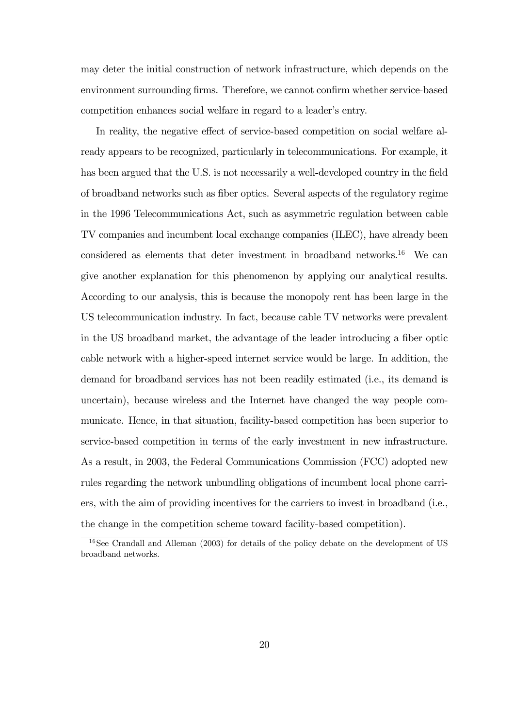may deter the initial construction of network infrastructure, which depends on the environment surrounding firms. Therefore, we cannot confirm whether service-based competition enhances social welfare in regard to a leader's entry.

In reality, the negative effect of service-based competition on social welfare already appears to be recognized, particularly in telecommunications. For example, it has been argued that the U.S. is not necessarily a well-developed country in the field of broadband networks such as fiber optics. Several aspects of the regulatory regime in the 1996 Telecommunications Act, such as asymmetric regulation between cable TV companies and incumbent local exchange companies (ILEC), have already been considered as elements that deter investment in broadband networks.[16] We can give another explanation for this phenomenon by applying our analytical results. According to our analysis, this is because the monopoly rent has been large in the US telecommunication industry. In fact, because cable TV networks were prevalent in the US broadband market, the advantage of the leader introducing a fiber optic cable network with a higher-speed internet service would be large. In addition, the demand for broadband services has not been readily estimated (i.e., its demand is uncertain), because wireless and the Internet have changed the way people communicate. Hence, in that situation, facility-based competition has been superior to service-based competition in terms of the early investment in new infrastructure. As a result, in 2003, the Federal Communications Commission (FCC) adopted new rules regarding the network unbundling obligations of incumbent local phone carriers, with the aim of providing incentives for the carriers to invest in broadband (i.e., the change in the competition scheme toward facility-based competition).

[16] See Crandall and Alleman (2003) for details of the policy debate on the development of US broadband networks.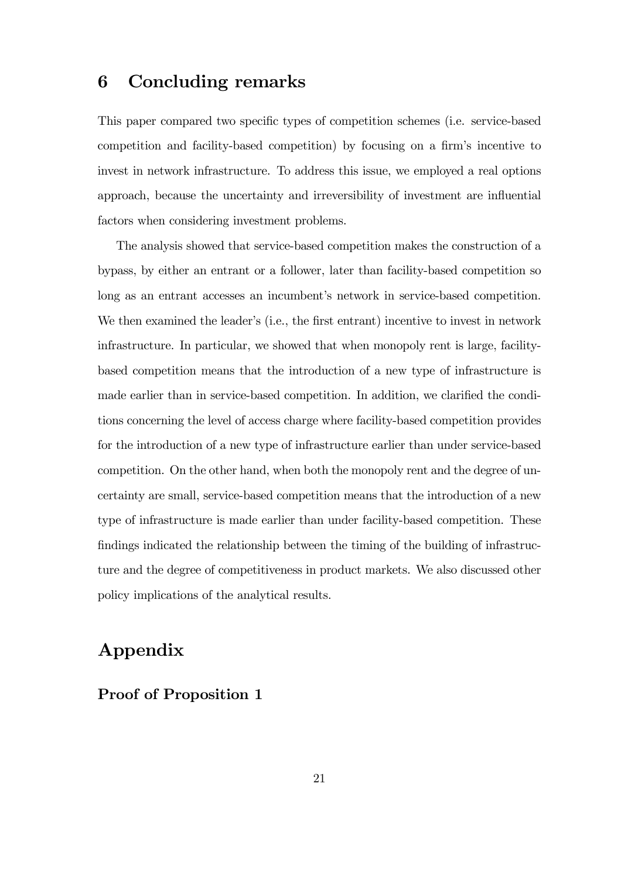## 6 Concluding remarks

This paper compared two specific types of competition schemes (i.e. service-based competition and facility-based competition) by focusing on a firm's incentive to invest in network infrastructure. To address this issue, we employed a real options approach, because the uncertainty and irreversibility of investment are influential factors when considering investment problems.

The analysis showed that service-based competition makes the construction of a bypass, by either an entrant or a follower, later than facility-based competition so long as an entrant accesses an incumbent's network in service-based competition. We then examined the leader's (i.e., the first entrant) incentive to invest in network infrastructure. In particular, we showed that when monopoly rent is large, facility-based competition means that the introduction of a new type of infrastructure is made earlier than in service-based competition. In addition, we clarified the conditions concerning the level of access charge where facility-based competition provides for the introduction of a new type of infrastructure earlier than under service-based competition. On the other hand, when both the monopoly rent and the degree of uncertainty are small, service-based competition means that the introduction of a new type of infrastructure is made earlier than under facility-based competition. These findings indicated the relationship between the timing of the building of infrastructure and the degree of competitiveness in product markets. We also discussed other policy implications of the analytical results.

# Appendix

### Proof of Proposition 1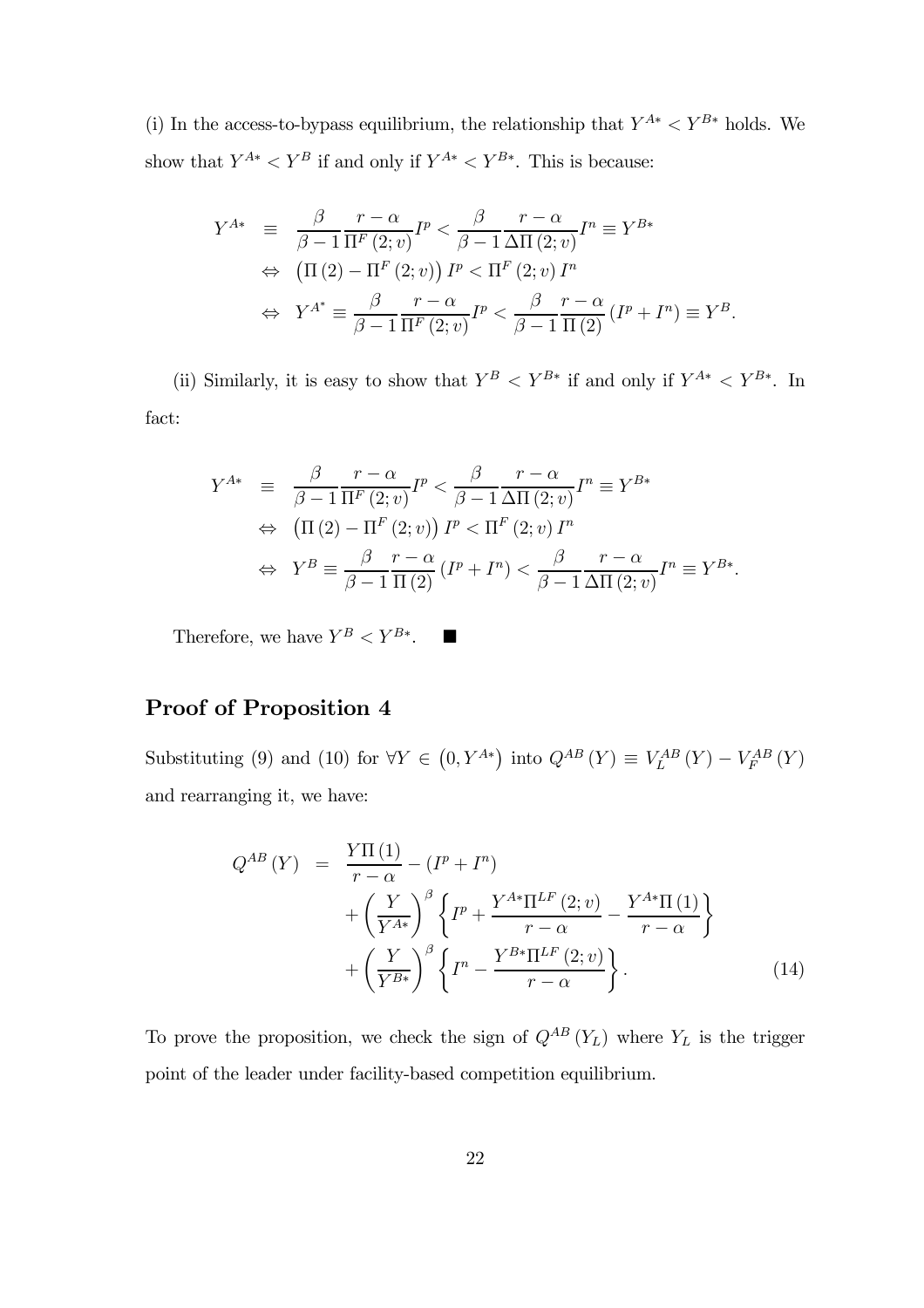(i) In the access-to-bypass equilibrium, the relationship that $Y^{A*} < Y^{B*}$ holds. We show that $Y^{A*} < Y^{B}$ if and only if $Y^{A*} < Y^{B*}$. This is because:

$$
\begin{aligned}
Y^{A*} &\equiv \frac{\beta}{\beta-1}\frac{r-\alpha}{\Pi^F(2;v)}I^p < \frac{\beta}{\beta-1}\frac{r-\alpha}{\Delta\Pi(2;v)}I^n \equiv Y^{B*} \\
&\Leftrightarrow \left(\Pi(2) - \Pi^F(2;v)\right)I^p < \Pi^F(2;v)\,I^n \\
&\Leftrightarrow Y^{A^*} \equiv \frac{\beta}{\beta-1}\frac{r-\alpha}{\Pi^F(2;v)}I^p < \frac{\beta}{\beta-1}\frac{r-\alpha}{\Pi(2)}\left(I^p + I^n\right) \equiv Y^B.
\end{aligned}
$$

(ii) Similarly, it is easy to show that $Y^B < Y^{B*}$ if and only if $Y^{A*} < Y^{B*}$. In fact:

$$
\begin{aligned}
Y^{A*} &\equiv \frac{\beta}{\beta-1}\frac{r-\alpha}{\Pi^F(2;v)}I^p < \frac{\beta}{\beta-1}\frac{r-\alpha}{\Delta\Pi(2;v)}I^n \equiv Y^{B*} \\
&\Leftrightarrow \left(\Pi(2) - \Pi^F(2;v)\right)I^p < \Pi^F(2;v)\,I^n \\
&\Leftrightarrow Y^B \equiv \frac{\beta}{\beta-1}\frac{r-\alpha}{\Pi(2)}\left(I^p + I^n\right) < \frac{\beta}{\beta-1}\frac{r-\alpha}{\Delta\Pi(2;v)}I^n \equiv Y^{B*}.
\end{aligned}
$$

Therefore, we have $Y^B < Y^{B*}$. ■

## Proof of Proposition 4

Substituting (9) and (10) for $\forall Y \in \left(0, Y^{A*}\right)$ into $Q^{AB}(Y) \equiv V_L^{AB}(Y) - V_F^{AB}(Y)$ and rearranging it, we have:

$$
\begin{aligned}
Q^{AB}(Y) &= \frac{Y\Pi(1)}{r-\alpha} - \left(I^p + I^n\right) \\
&\quad + \left(\frac{Y}{Y^{A*}}\right)^{\beta}\left\{I^p + \frac{Y^{A*}\Pi^{LF}(2;v)}{r-\alpha} - \frac{Y^{A*}\Pi(1)}{r-\alpha}\right\} \\
&\quad + \left(\frac{Y}{Y^{B*}}\right)^{\beta}\left\{I^n - \frac{Y^{B*}\Pi^{LF}(2;v)}{r-\alpha}\right\}. \qquad (14)
\end{aligned}
$$

To prove the proposition, we check the sign of $Q^{AB}(Y_L)$ where $Y_L$ is the trigger point of the leader under facility-based competition equilibrium.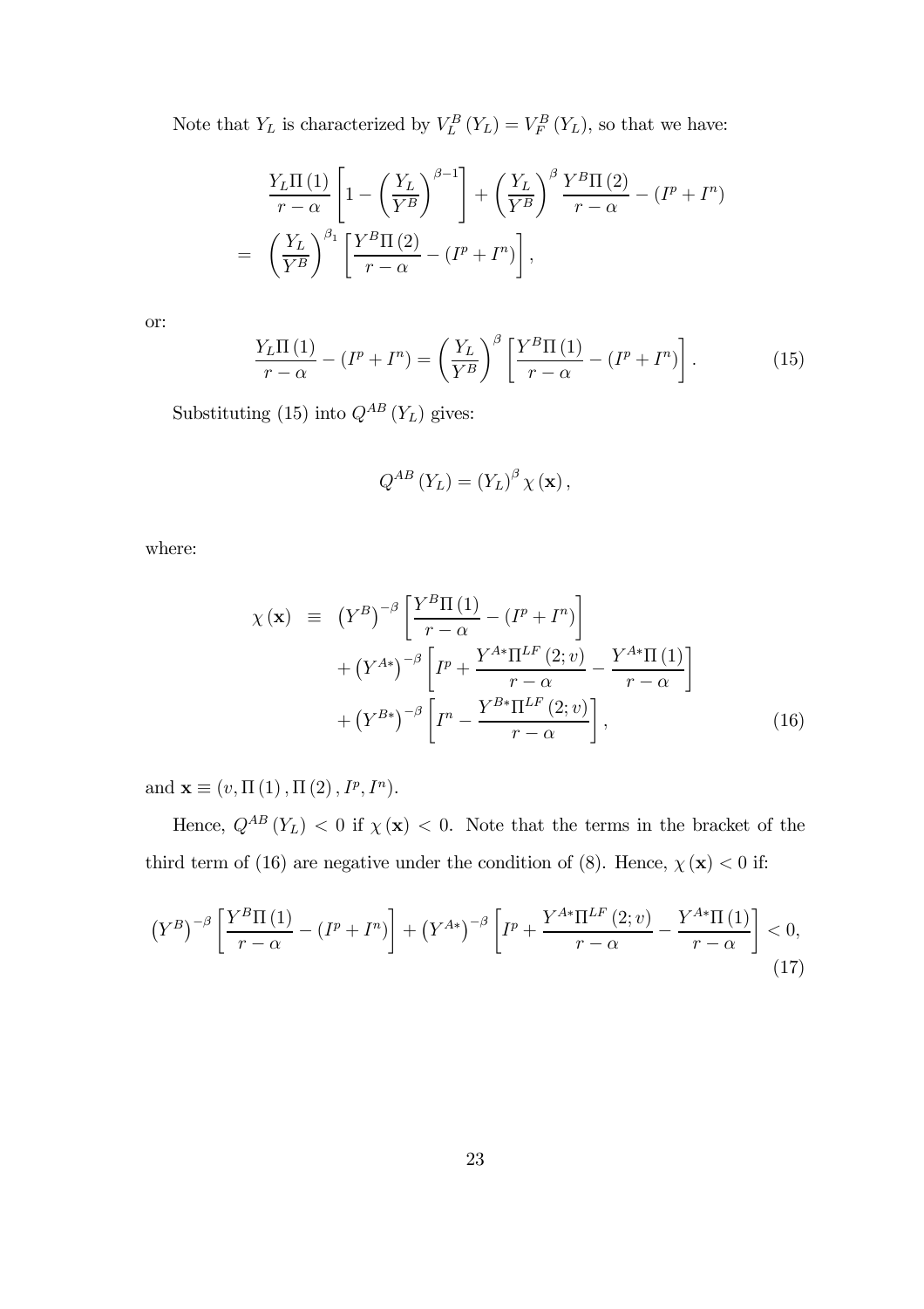Note that $Y_L$ is characterized by $V_L^B(Y_L) = V_F^B(Y_L)$, so that we have:

$$
\begin{aligned}
& \frac{Y_L \Pi(1)}{r-\alpha}\left[1-\left(\frac{Y_L}{Y^B}\right)^{\beta-1}\right]+\left(\frac{Y_L}{Y^B}\right)^{\beta} \frac{Y^B \Pi(2)}{r-\alpha}-\left(I^p+I^n\right) \\
= & \left(\frac{Y_L}{Y^B}\right)^{\beta_1}\left[\frac{Y^B \Pi(2)}{r-\alpha}-\left(I^p+I^n\right)\right],
\end{aligned}
$$

or:

$$
\frac{Y_L \Pi(1)}{r-\alpha}-\left(I^p+I^n\right)=\left(\frac{Y_L}{Y^B}\right)^{\beta}\left[\frac{Y^B \Pi(1)}{r-\alpha}-\left(I^p+I^n\right)\right]. \tag{15}
$$

Substituting (15) into $Q^{AB}(Y_L)$ gives:

$$
Q^{AB}(Y_L)=(Y_L)^{\beta} \chi(\mathbf{x}),
$$

where:

$$
\begin{aligned}
\chi(\mathbf{x}) \equiv & \left(Y^B\right)^{-\beta}\left[\frac{Y^B \Pi(1)}{r-\alpha}-\left(I^p+I^n\right)\right] \\
& +\left(Y^{A*}\right)^{-\beta}\left[I^p+\frac{Y^{A*} \Pi^{LF}(2; v)}{r-\alpha}-\frac{Y^{A*} \Pi(1)}{r-\alpha}\right] \\
& +\left(Y^{B*}\right)^{-\beta}\left[I^n-\frac{Y^{B*} \Pi^{LF}(2; v)}{r-\alpha}\right],
\end{aligned} \tag{16}
$$

and $\mathbf{x} \equiv (v, \Pi(1), \Pi(2), I^p, I^n)$.

Hence, $Q^{AB}(Y_L) < 0$ if $\chi(\mathbf{x}) < 0$. Note that the terms in the bracket of the third term of (16) are negative under the condition of (8). Hence, $\chi(\mathbf{x}) < 0$ if:

$$
\left(Y^B\right)^{-\beta}\left[\frac{Y^B \Pi(1)}{r-\alpha}-\left(I^p+I^n\right)\right]+\left(Y^{A*}\right)^{-\beta}\left[I^p+\frac{Y^{A*} \Pi^{LF}(2; v)}{r-\alpha}-\frac{Y^{A*} \Pi(1)}{r-\alpha}\right]<0, \tag{17}
$$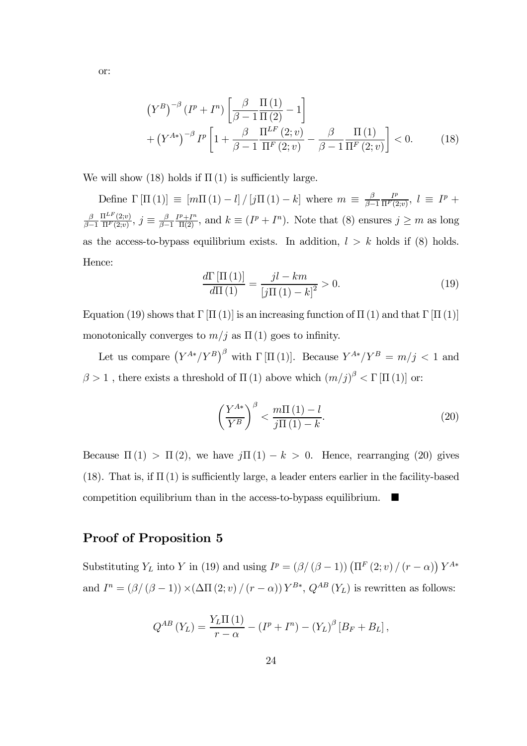or:

$$
\begin{aligned}
&\left(Y^{B}\right)^{-\beta}\left(I^{p}+I^{n}\right)\left[\frac{\beta}{\beta-1}\frac{\Pi(1)}{\Pi(2)}-1\right] \\
&+\left(Y^{A*}\right)^{-\beta}I^{p}\left[1+\frac{\beta}{\beta-1}\frac{\Pi^{LF}(2;v)}{\Pi^{F}(2;v)}-\frac{\beta}{\beta-1}\frac{\Pi(1)}{\Pi^{F}(2;v)}\right]<0. \qquad (18)
\end{aligned}
$$

We will show (18) holds if $\Pi(1)$ is sufficiently large.

Define $\Gamma[\Pi(1)] \equiv [m\Pi(1)-l]/[j\Pi(1)-k]$ where $m \equiv \frac{\beta}{\beta-1}\frac{I^p}{\Pi^F(2;v)}$, $l \equiv I^p + \frac{\beta}{\beta-1}\frac{\Pi^{LF}(2;v)}{\Pi^F(2;v)}$, $j \equiv \frac{\beta}{\beta-1}\frac{I^p+I^n}{\Pi(2)}$, and $k \equiv (I^p+I^n)$. Note that (8) ensures $j \geq m$ as long as the access-to-bypass equilibrium exists. In addition, $l > k$ holds if (8) holds. Hence:

$$
\frac{d\Gamma[\Pi(1)]}{d\Pi(1)}=\frac{jl-km}{[j\Pi(1)-k]^2}>0. \qquad (19)
$$

Equation (19) shows that $\Gamma[\Pi(1)]$ is an increasing function of $\Pi(1)$ and that $\Gamma[\Pi(1)]$ monotonically converges to $m/j$ as $\Pi(1)$ goes to infinity.

Let us compare $\left(Y^{A*}/Y^{B}\right)^{\beta}$ with $\Gamma[\Pi(1)]$. Because $Y^{A*}/Y^{B}=m/j<1$ and $\beta>1$ , there exists a threshold of $\Pi(1)$ above which $(m/j)^{\beta}<\Gamma[\Pi(1)]$ or:

$$
\left(\frac{Y^{A*}}{Y^{B}}\right)^{\beta}<\frac{m\Pi(1)-l}{j\Pi(1)-k}. \qquad (20)
$$

Because $\Pi(1)>\Pi(2)$, we have $j\Pi(1)-k>0$. Hence, rearranging (20) gives (18). That is, if $\Pi(1)$ is sufficiently large, a leader enters earlier in the facility-based competition equilibrium than in the access-to-bypass equilibrium. ■

## Proof of Proposition 5

Substituting $Y_L$ into $Y$ in (19) and using $I^p=(\beta/(\beta-1))\left(\Pi^F(2;v)/(r-\alpha)\right)Y^{A*}$ and $I^n=(\beta/(\beta-1))\times(\Delta\Pi(2;v)/(r-\alpha))\,Y^{B*}$, $Q^{AB}(Y_L)$ is rewritten as follows:

$$
Q^{AB}(Y_L)=\frac{Y_L\Pi(1)}{r-\alpha}-(I^p+I^n)-(Y_L)^{\beta}[B_F+B_L],
$$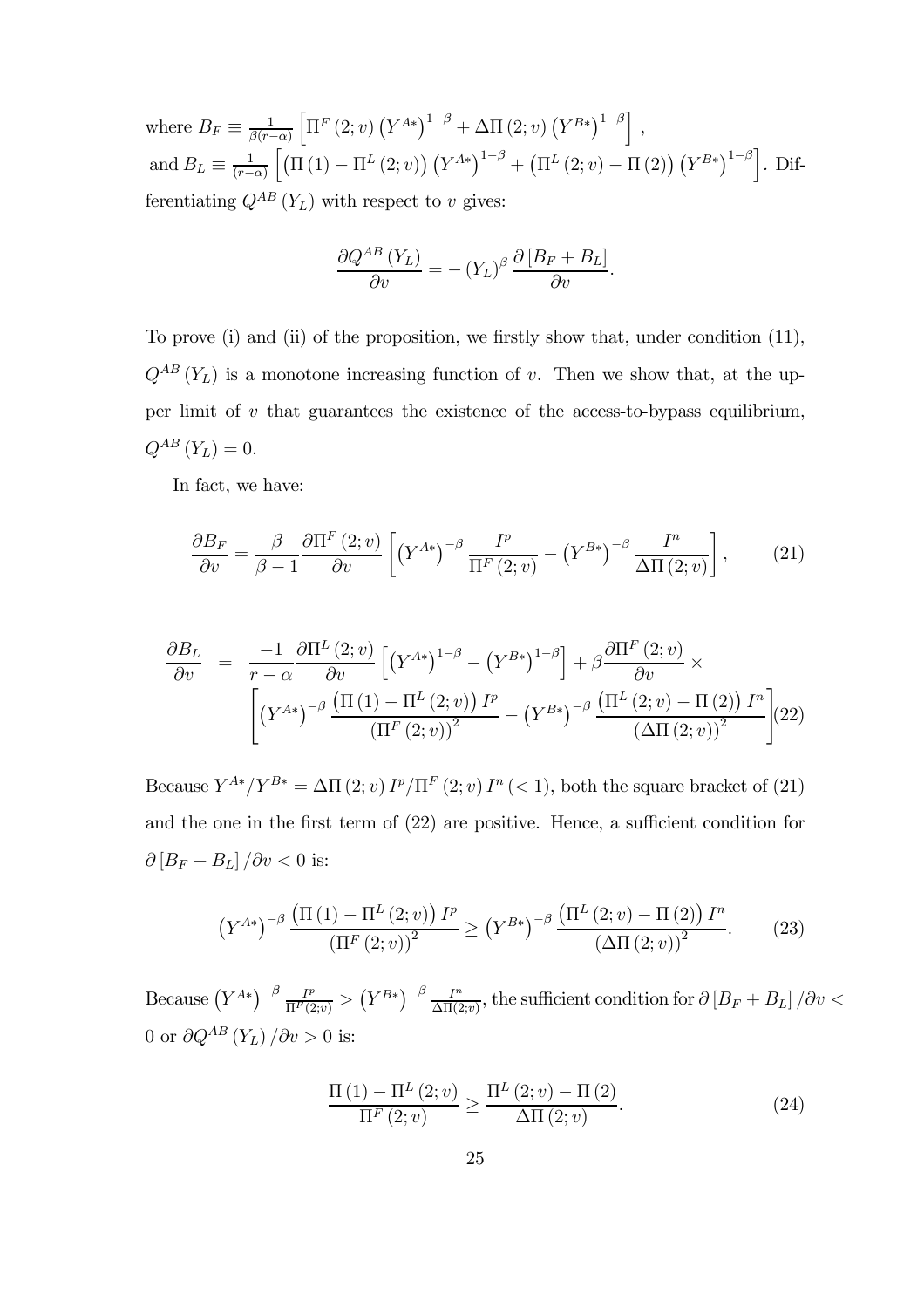where $B_F \equiv \frac{1}{\beta(r-\alpha)} \left[ \Pi^F(2;v) \left(Y^{A*}\right)^{1-\beta} + \Delta\Pi(2;v) \left(Y^{B*}\right)^{1-\beta} \right]$,
and $B_L \equiv \frac{1}{(r-\alpha)} \left[ \left(\Pi(1) - \Pi^L(2;v)\right) \left(Y^{A*}\right)^{1-\beta} + \left(\Pi^L(2;v) - \Pi(2)\right) \left(Y^{B*}\right)^{1-\beta} \right]$. Differentiating $Q^{AB}(Y_L)$ with respect to $v$ gives:

$$\frac{\partial Q^{AB}(Y_L)}{\partial v} = -\left(Y_L\right)^{\beta} \frac{\partial \left[B_F + B_L\right]}{\partial v}.$$

To prove (i) and (ii) of the proposition, we firstly show that, under condition (11), $Q^{AB}(Y_L)$ is a monotone increasing function of $v$. Then we show that, at the upper limit of $v$ that guarantees the existence of the access-to-bypass equilibrium, $Q^{AB}(Y_L) = 0$.

In fact, we have:

$$\frac{\partial B_F}{\partial v} = \frac{\beta}{\beta - 1} \frac{\partial \Pi^F(2;v)}{\partial v} \left[ \left(Y^{A*}\right)^{-\beta} \frac{I^p}{\Pi^F(2;v)} - \left(Y^{B*}\right)^{-\beta} \frac{I^n}{\Delta\Pi(2;v)} \right], \tag{21}$$

$$\begin{aligned} \frac{\partial B_L}{\partial v} = {} & \frac{-1}{r-\alpha} \frac{\partial \Pi^L(2;v)}{\partial v} \left[ \left(Y^{A*}\right)^{1-\beta} - \left(Y^{B*}\right)^{1-\beta} \right] + \beta \frac{\partial \Pi^F(2;v)}{\partial v} \times \\ & \left[ \left(Y^{A*}\right)^{-\beta} \frac{\left(\Pi(1) - \Pi^L(2;v)\right) I^p}{\left(\Pi^F(2;v)\right)^2} - \left(Y^{B*}\right)^{-\beta} \frac{\left(\Pi^L(2;v) - \Pi(2)\right) I^n}{\left(\Delta\Pi(2;v)\right)^2} \right] \end{aligned} \tag{22}$$

Because $Y^{A*}/Y^{B*} = \Delta\Pi(2;v) I^p / \Pi^F(2;v) I^n \; (<1)$, both the square bracket of (21) and the one in the first term of (22) are positive. Hence, a sufficient condition for $\partial \left[B_F + B_L\right] / \partial v < 0$ is:

$$\left(Y^{A*}\right)^{-\beta} \frac{\left(\Pi(1) - \Pi^L(2;v)\right) I^p}{\left(\Pi^F(2;v)\right)^2} \geq \left(Y^{B*}\right)^{-\beta} \frac{\left(\Pi^L(2;v) - \Pi(2)\right) I^n}{\left(\Delta\Pi(2;v)\right)^2}. \tag{23}$$

Because $\left(Y^{A*}\right)^{-\beta} \frac{I^p}{\Pi^F(2;v)} > \left(Y^{B*}\right)^{-\beta} \frac{I^n}{\Delta\Pi(2;v)}$, the sufficient condition for $\partial \left[B_F + B_L\right] / \partial v < 0$ or $\partial Q^{AB}(Y_L) / \partial v > 0$ is:

$$\frac{\Pi(1) - \Pi^L(2;v)}{\Pi^F(2;v)} \geq \frac{\Pi^L(2;v) - \Pi(2)}{\Delta\Pi(2;v)}. \tag{24}$$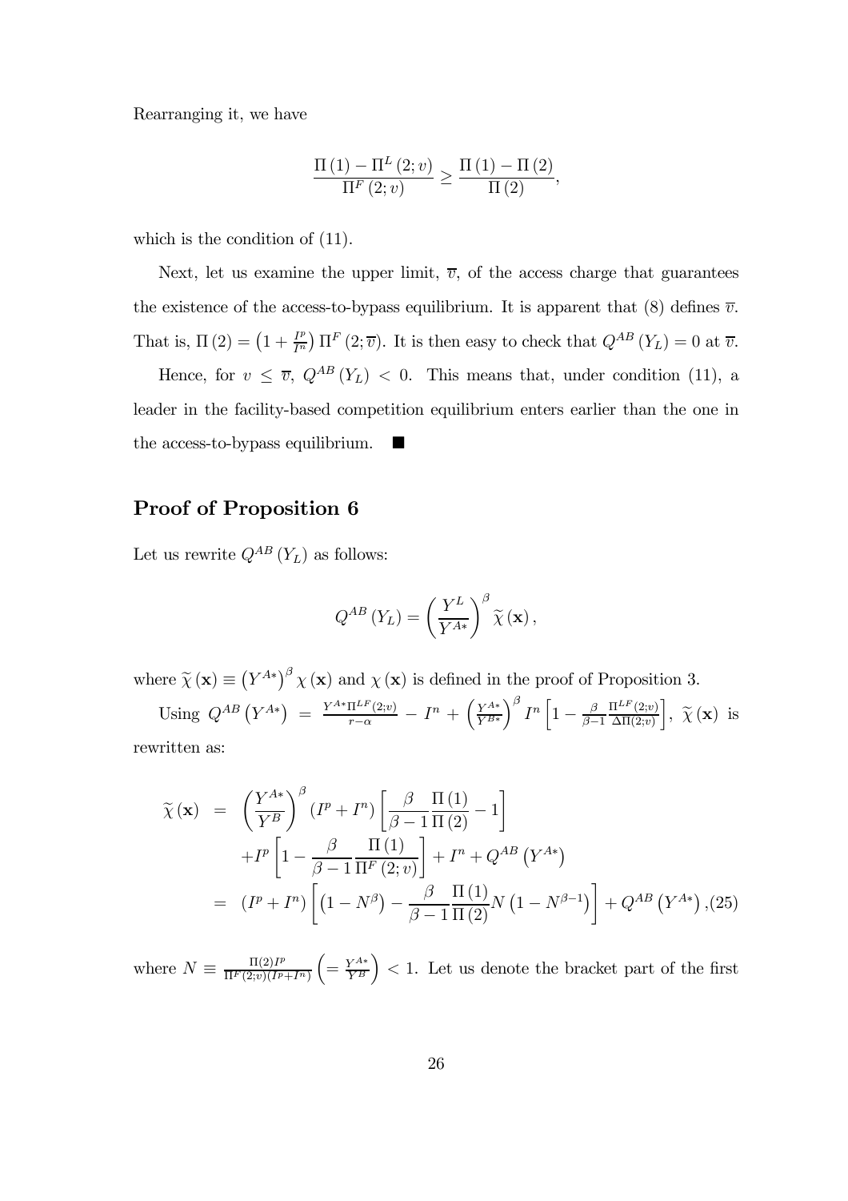Rearranging it, we have

$$\frac{\Pi(1) - \Pi^L(2; v)}{\Pi^F(2; v)} \geq \frac{\Pi(1) - \Pi(2)}{\Pi(2)},$$

which is the condition of (11).

Next, let us examine the upper limit, $\overline{v}$, of the access charge that guarantees the existence of the access-to-bypass equilibrium. It is apparent that (8) defines $\overline{v}$. That is, $\Pi(2) = \left(1 + \frac{I^p}{I^n}\right) \Pi^F(2; \overline{v})$. It is then easy to check that $Q^{AB}(Y_L) = 0$ at $\overline{v}$.

Hence, for $v \leq \overline{v}$, $Q^{AB}(Y_L) < 0$. This means that, under condition (11), a leader in the facility-based competition equilibrium enters earlier than the one in the access-to-bypass equilibrium. ■

## Proof of Proposition 6

Let us rewrite $Q^{AB}(Y_L)$ as follows:

$$Q^{AB}(Y_L) = \left(\frac{Y^L}{Y^{A*}}\right)^{\beta} \widetilde{\chi}(\mathbf{x}),$$

where $\widetilde{\chi}(\mathbf{x}) \equiv \left(Y^{A*}\right)^{\beta} \chi(\mathbf{x})$ and $\chi(\mathbf{x})$ is defined in the proof of Proposition 3.

Using $Q^{AB}\left(Y^{A*}\right) = \frac{Y^{A*}\Pi^{LF}(2;v)}{r-\alpha} - I^n + \left(\frac{Y^{A*}}{Y^{B*}}\right)^{\beta} I^n \left[1 - \frac{\beta}{\beta-1}\frac{\Pi^{LF}(2;v)}{\Delta\Pi(2;v)}\right]$, $\widetilde{\chi}(\mathbf{x})$ is rewritten as:

$$\begin{aligned}
\widetilde{\chi}(\mathbf{x}) &= \left(\frac{Y^{A*}}{Y^B}\right)^{\beta} (I^p + I^n) \left[\frac{\beta}{\beta-1}\frac{\Pi(1)}{\Pi(2)} - 1\right] \\
&\quad + I^p \left[1 - \frac{\beta}{\beta-1}\frac{\Pi(1)}{\Pi^F(2; v)}\right] + I^n + Q^{AB}\left(Y^{A*}\right) \\
&= (I^p + I^n) \left[\left(1 - N^{\beta}\right) - \frac{\beta}{\beta-1}\frac{\Pi(1)}{\Pi(2)} N \left(1 - N^{\beta-1}\right)\right] + Q^{AB}\left(Y^{A*}\right), \quad (25)
\end{aligned}$$

where $N \equiv \frac{\Pi(2)I^p}{\Pi^F(2;v)(I^p+I^n)} \left(= \frac{Y^{A*}}{Y^B}\right) < 1$. Let us denote the bracket part of the first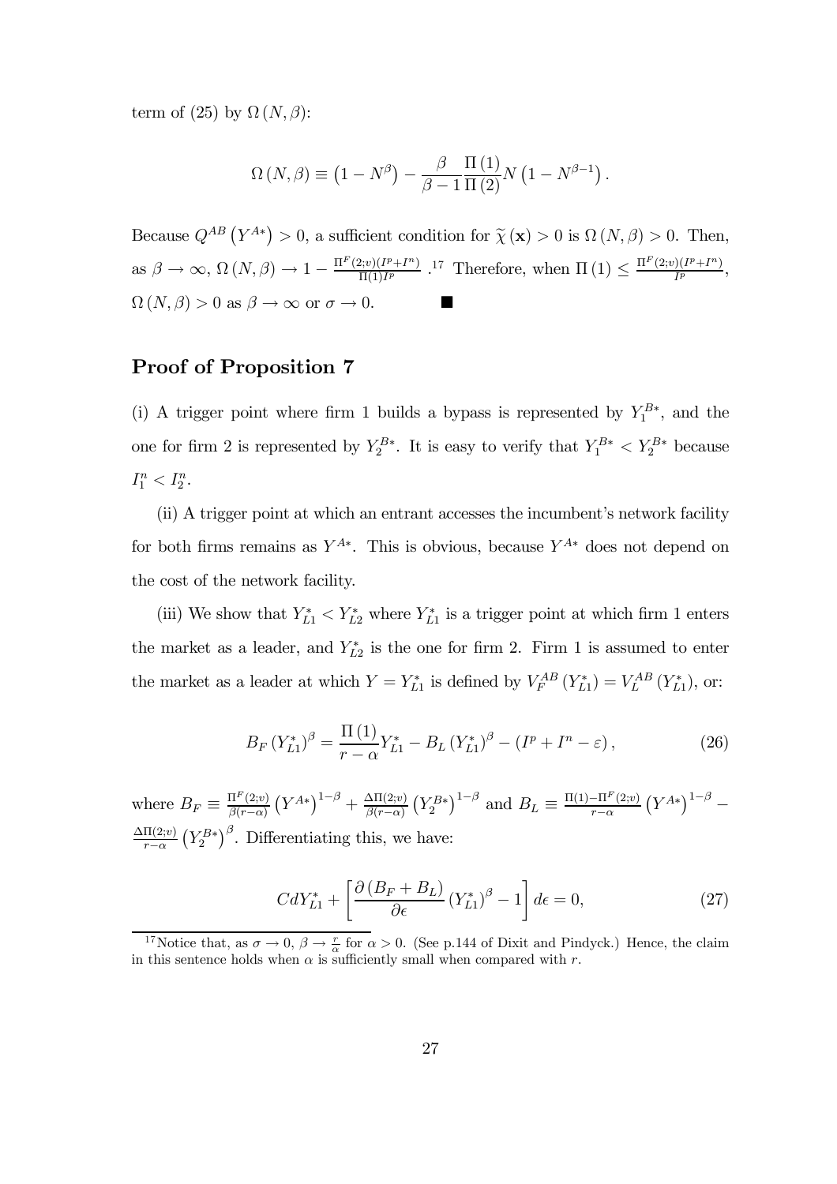term of (25) by $\Omega(N,\beta)$:

$$\Omega(N,\beta) \equiv \left(1 - N^{\beta}\right) - \frac{\beta}{\beta - 1}\frac{\Pi(1)}{\Pi(2)} N \left(1 - N^{\beta - 1}\right).$$

Because $Q^{AB}\left(Y^{A*}\right) > 0$, a sufficient condition for $\widetilde{\chi}(\mathbf{x}) > 0$ is $\Omega(N,\beta) > 0$. Then, as $\beta \to \infty$, $\Omega(N,\beta) \to 1 - \frac{\Pi^F(2;v)(I^p + I^n)}{\Pi(1) I^p}$ .[17] Therefore, when $\Pi(1) \leq \frac{\Pi^F(2;v)(I^p+I^n)}{I^p}$, $\Omega(N,\beta) > 0$ as $\beta \to \infty$ or $\sigma \to 0$. ■

## Proof of Proposition 7

(i) A trigger point where firm 1 builds a bypass is represented by $Y_1^{B*}$, and the one for firm 2 is represented by $Y_2^{B*}$. It is easy to verify that $Y_1^{B*} < Y_2^{B*}$ because $I_1^n < I_2^n$.

(ii) A trigger point at which an entrant accesses the incumbent's network facility for both firms remains as $Y^{A*}$. This is obvious, because $Y^{A*}$ does not depend on the cost of the network facility.

(iii) We show that $Y_{L1}^* < Y_{L2}^*$ where $Y_{L1}^*$ is a trigger point at which firm 1 enters the market as a leader, and $Y_{L2}^*$ is the one for firm 2. Firm 1 is assumed to enter the market as a leader at which $Y = Y_{L1}^*$ is defined by $V_F^{AB}\left(Y_{L1}^*\right) = V_L^{AB}\left(Y_{L1}^*\right)$, or:

$$B_F \left(Y_{L1}^*\right)^{\beta} = \frac{\Pi(1)}{r - \alpha} Y_{L1}^* - B_L \left(Y_{L1}^*\right)^{\beta} - \left(I^p + I^n - \varepsilon\right), \tag{26}$$

where $B_F \equiv \frac{\Pi^F(2;v)}{\beta(r-\alpha)}\left(Y^{A*}\right)^{1-\beta} + \frac{\Delta\Pi(2;v)}{\beta(r-\alpha)}\left(Y_2^{B*}\right)^{1-\beta}$ and $B_L \equiv \frac{\Pi(1) - \Pi^F(2;v)}{r-\alpha}\left(Y^{A*}\right)^{1-\beta} - \frac{\Delta\Pi(2;v)}{r-\alpha}\left(Y_2^{B*}\right)^{\beta}$. Differentiating this, we have:

$$C dY_{L1}^* + \left[\frac{\partial\left(B_F + B_L\right)}{\partial\epsilon}\left(Y_{L1}^*\right)^{\beta} - 1\right] d\epsilon = 0, \tag{27}$$

[17] Notice that, as $\sigma \to 0$, $\beta \to \frac{r}{\alpha}$ for $\alpha > 0$. (See p.144 of Dixit and Pindyck.) Hence, the claim in this sentence holds when $\alpha$ is sufficiently small when compared with $r$.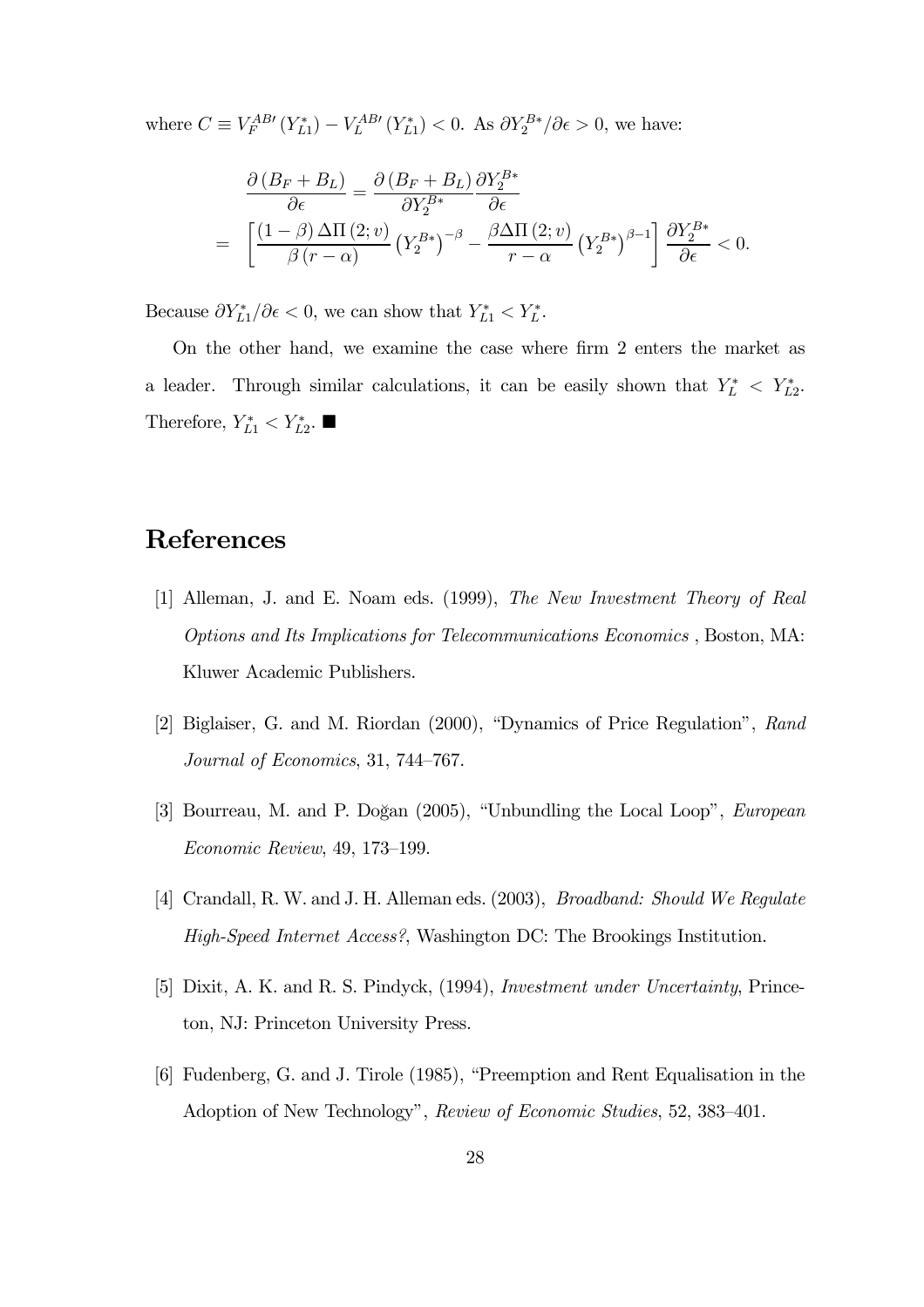where $C \equiv V_F^{AB\prime}(Y_{L1}^*) - V_L^{AB\prime}(Y_{L1}^*) < 0$. As $\partial Y_2^{B*}/\partial \epsilon > 0$, we have:

$$
\begin{aligned}
& \frac{\partial (B_F + B_L)}{\partial \epsilon} = \frac{\partial (B_F + B_L)}{\partial Y_2^{B*}} \frac{\partial Y_2^{B*}}{\partial \epsilon} \\
= & \left[ \frac{(1-\beta)\Delta\Pi(2;v)}{\beta(r-\alpha)} \left(Y_2^{B*}\right)^{-\beta} - \frac{\beta\Delta\Pi(2;v)}{r-\alpha} \left(Y_2^{B*}\right)^{\beta-1} \right] \frac{\partial Y_2^{B*}}{\partial \epsilon} < 0.
\end{aligned}
$$

Because $\partial Y_{L1}^*/\partial \epsilon < 0$, we can show that $Y_{L1}^* < Y_L^*$.

On the other hand, we examine the case where firm 2 enters the market as a leader. Through similar calculations, it can be easily shown that $Y_L^* < Y_{L2}^*$. Therefore, $Y_{L1}^* < Y_{L2}^*$. ■

# References

[1] Alleman, J. and E. Noam eds. (1999), *The New Investment Theory of Real Options and Its Implications for Telecommunications Economics* , Boston, MA: Kluwer Academic Publishers.

[2] Biglaiser, G. and M. Riordan (2000), "Dynamics of Price Regulation", *Rand Journal of Economics*, 31, 744–767.

[3] Bourreau, M. and P. Doğan (2005), "Unbundling the Local Loop", *European Economic Review*, 49, 173–199.

[4] Crandall, R. W. and J. H. Alleman eds. (2003), *Broadband: Should We Regulate High-Speed Internet Access?*, Washington DC: The Brookings Institution.

[5] Dixit, A. K. and R. S. Pindyck, (1994), *Investment under Uncertainty*, Princeton, NJ: Princeton University Press.

[6] Fudenberg, G. and J. Tirole (1985), "Preemption and Rent Equalisation in the Adoption of New Technology", *Review of Economic Studies*, 52, 383–401.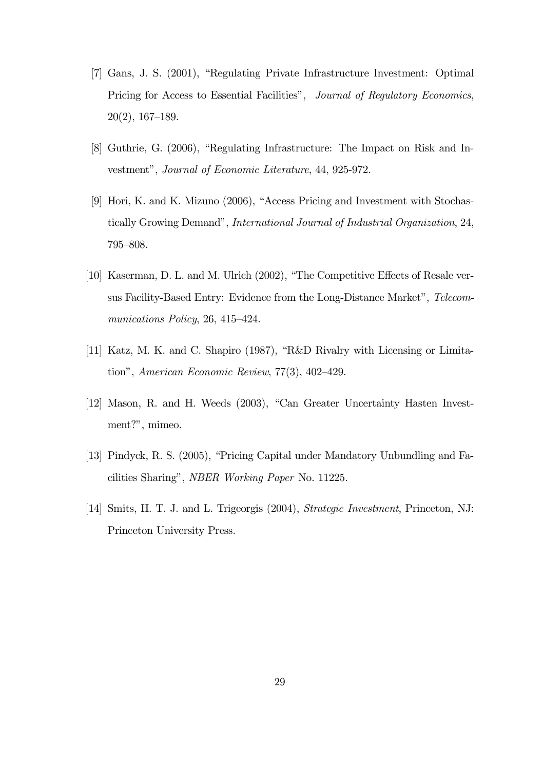[7] Gans, J. S. (2001), "Regulating Private Infrastructure Investment: Optimal Pricing for Access to Essential Facilities", *Journal of Regulatory Economics*, 20(2), 167–189.

[8] Guthrie, G. (2006), "Regulating Infrastructure: The Impact on Risk and Investment", *Journal of Economic Literature*, 44, 925-972.

[9] Hori, K. and K. Mizuno (2006), "Access Pricing and Investment with Stochastically Growing Demand", *International Journal of Industrial Organization*, 24, 795–808.

[10] Kaserman, D. L. and M. Ulrich (2002), "The Competitive Effects of Resale versus Facility-Based Entry: Evidence from the Long-Distance Market", *Telecommunications Policy*, 26, 415–424.

[11] Katz, M. K. and C. Shapiro (1987), "R&D Rivalry with Licensing or Limitation", *American Economic Review*, 77(3), 402–429.

[12] Mason, R. and H. Weeds (2003), "Can Greater Uncertainty Hasten Investment?", mimeo.

[13] Pindyck, R. S. (2005), "Pricing Capital under Mandatory Unbundling and Facilities Sharing", *NBER Working Paper* No. 11225.

[14] Smits, H. T. J. and L. Trigeorgis (2004), *Strategic Investment*, Princeton, NJ: Princeton University Press.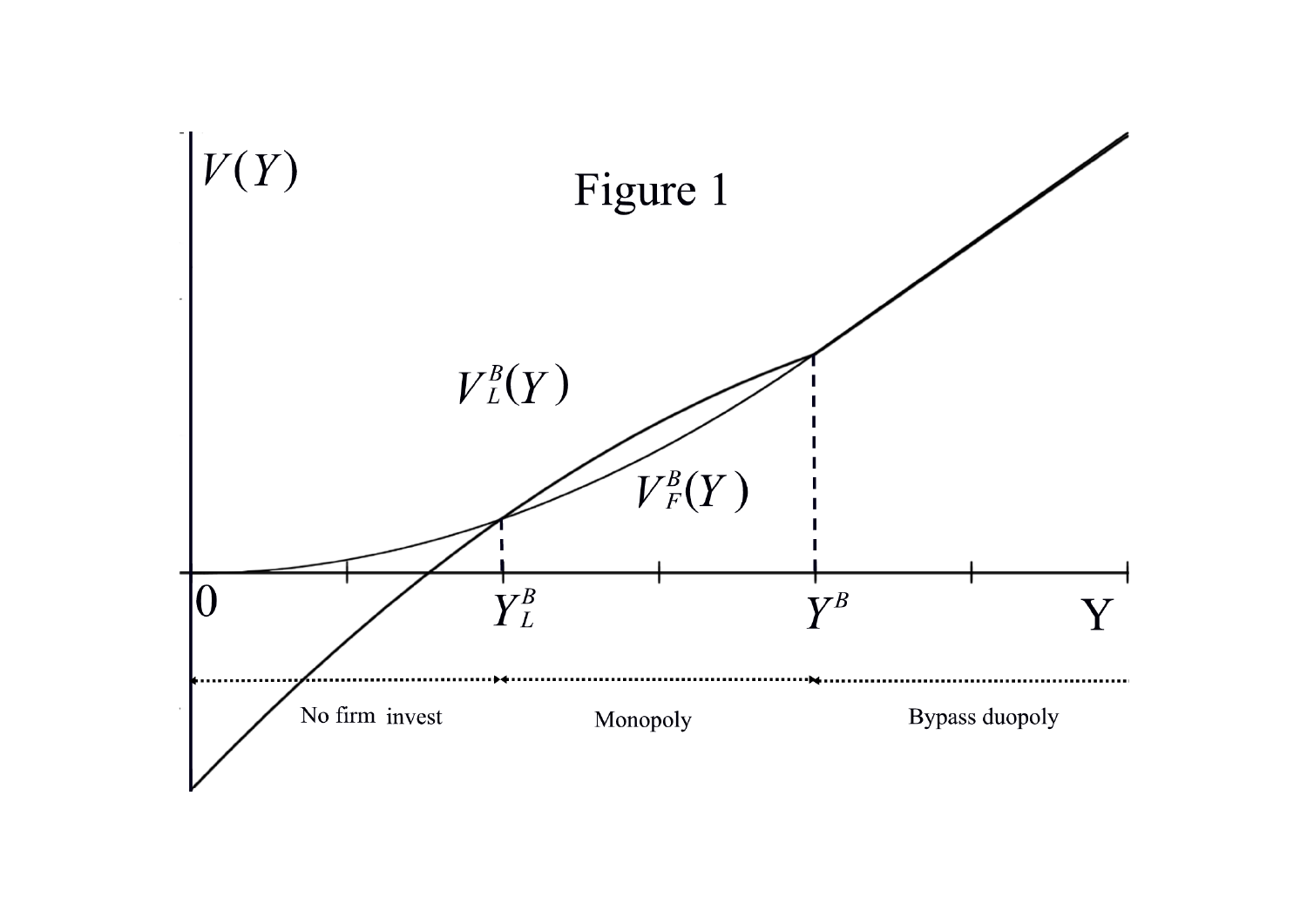Figure 1

$V(Y)$

$V_L^B(Y)$

$V_F^B(Y)$

0 $Y_L^B$ $Y^B$ Y

No firm invest | Monopoly | Bypass duopoly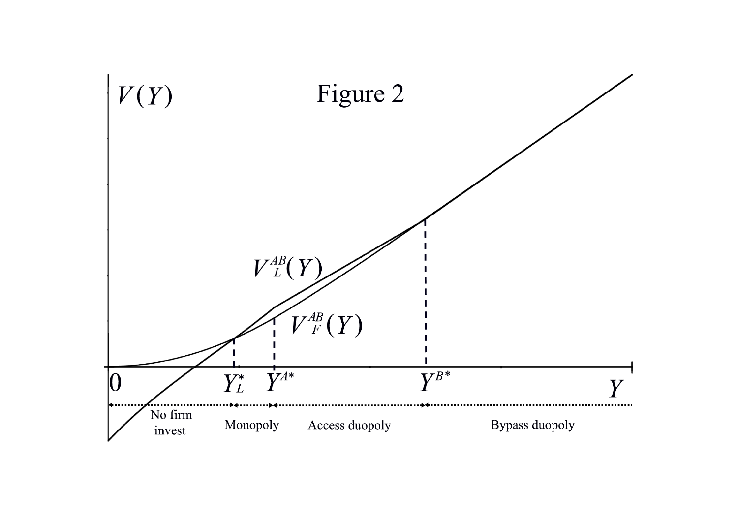Figure 2

$V(Y)$

$V_L^{AB}(Y)$

$V_F^{AB}(Y)$

$0$ $Y_L^*$ $Y^{A*}$ $Y^{B*}$ $Y$

No firm invest | Monopoly | Access duopoly | Bypass duopoly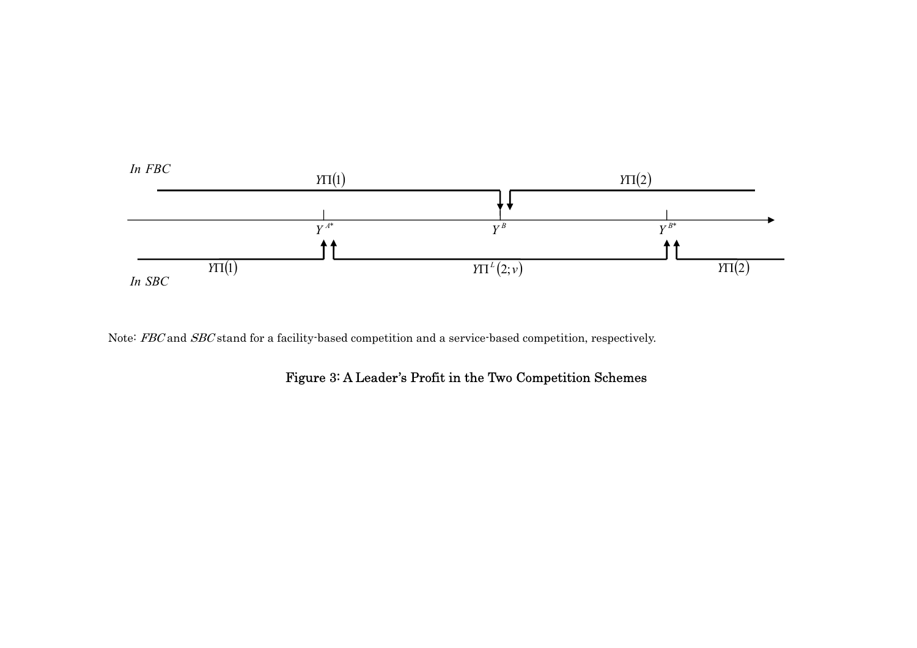In FBC

$Y\Pi(1)$

$Y\Pi(2)$

$Y^{A*}$

$Y^{B}$

$Y^{B*}$

$Y\Pi(1)$

$Y\Pi^{L}(2;v)$

$Y\Pi(2)$

In SBC

Note: *FBC* and *SBC* stand for a facility-based competition and a service-based competition, respectively.

**Figure 3: A Leader's Profit in the Two Competition Schemes**